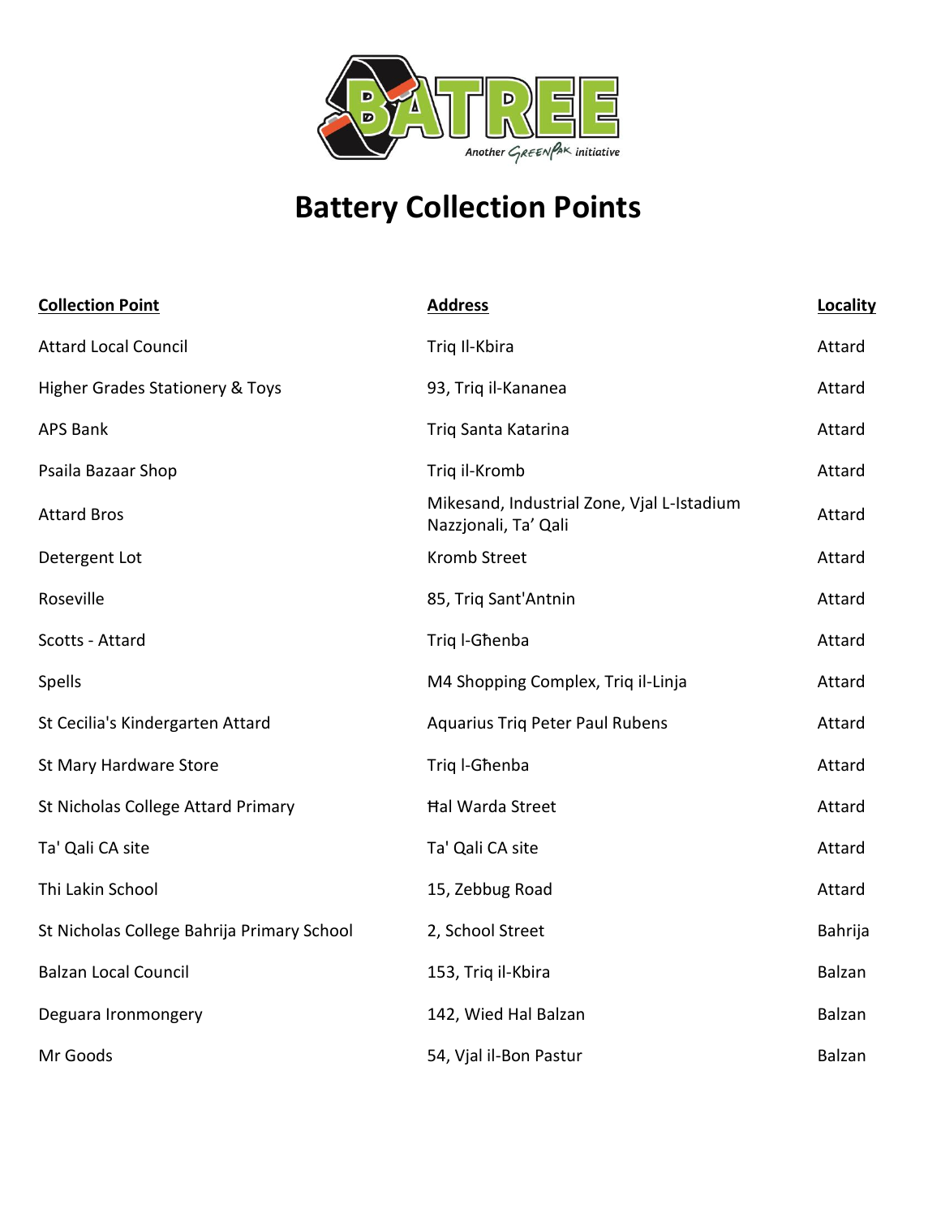# Battery Collection Points

| Collection Point | Address | Locality |
|---|---|---|
| Attard Local Council | Triq Il-Kbira | Attard |
| Higher Grades Stationery & Toys | 93, Triq il-Kananea | Attard |
| APS Bank | Triq Santa Katarina | Attard |
| Psaila Bazaar Shop | Triq il-Kromb | Attard |
| Attard Bros | Mikesand, Industrial Zone, Vjal L-Istadium Nazzjonali, Ta' Qali | Attard |
| Detergent Lot | Kromb Street | Attard |
| Roseville | 85, Triq Sant'Antnin | Attard |
| Scotts - Attard | Triq l-Għenba | Attard |
| Spells | M4 Shopping Complex, Triq il-Linja | Attard |
| St Cecilia's Kindergarten Attard | Aquarius Triq Peter Paul Rubens | Attard |
| St Mary Hardware Store | Triq l-Għenba | Attard |
| St Nicholas College Attard Primary | Ħal Warda Street | Attard |
| Ta' Qali CA site | Ta' Qali CA site | Attard |
| Thi Lakin School | 15, Zebbug Road | Attard |
| St Nicholas College Bahrija Primary School | 2, School Street | Bahrija |
| Balzan Local Council | 153, Triq il-Kbira | Balzan |
| Deguara Ironmongery | 142, Wied Hal Balzan | Balzan |
| Mr Goods | 54, Vjal il-Bon Pastur | Balzan |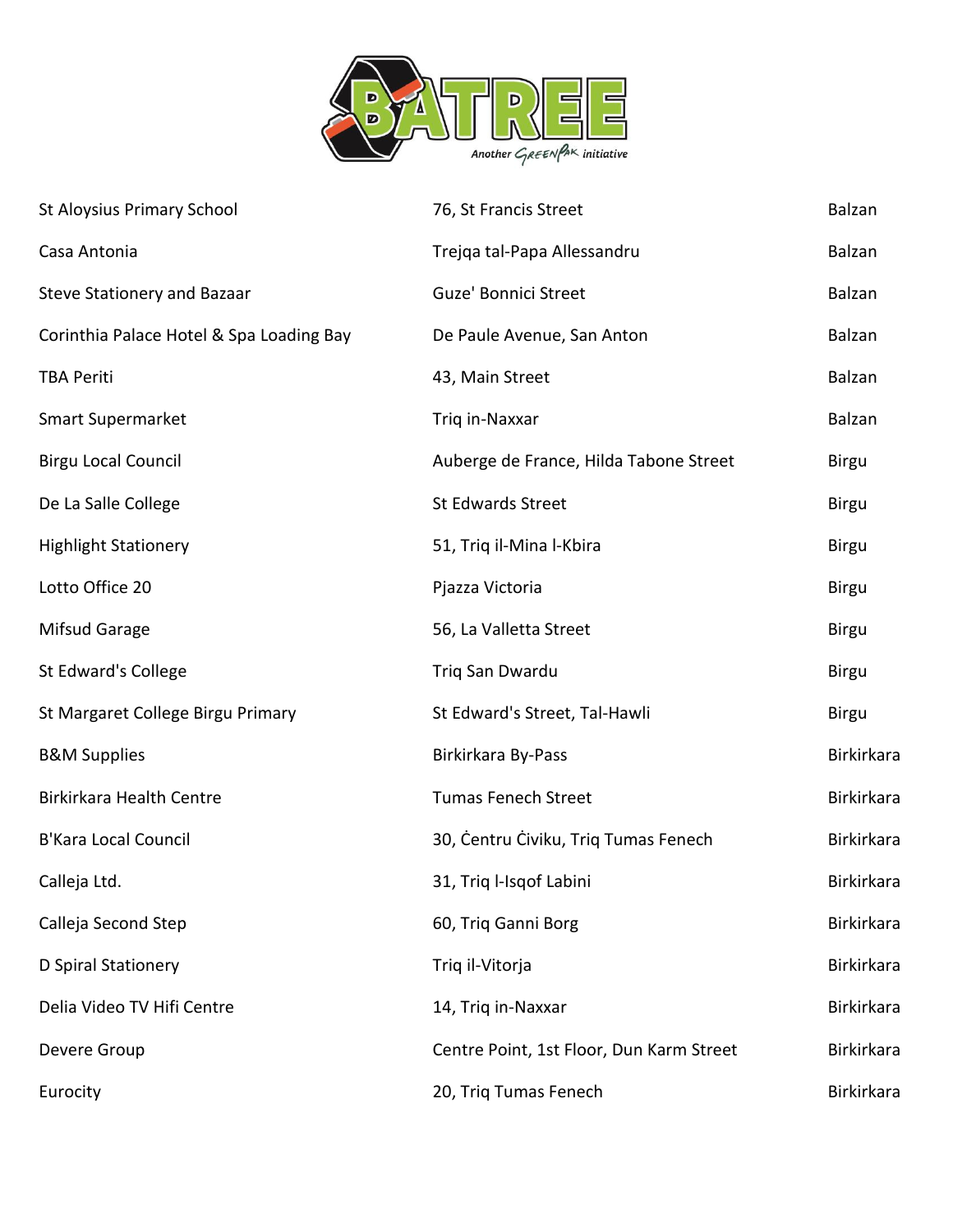| | | |
|---|---|---|
| St Aloysius Primary School | 76, St Francis Street | Balzan |
| Casa Antonia | Trejqa tal-Papa Allessandru | Balzan |
| Steve Stationery and Bazaar | Guze' Bonnici Street | Balzan |
| Corinthia Palace Hotel & Spa Loading Bay | De Paule Avenue, San Anton | Balzan |
| TBA Periti | 43, Main Street | Balzan |
| Smart Supermarket | Triq in-Naxxar | Balzan |
| Birgu Local Council | Auberge de France, Hilda Tabone Street | Birgu |
| De La Salle College | St Edwards Street | Birgu |
| Highlight Stationery | 51, Triq il-Mina l-Kbira | Birgu |
| Lotto Office 20 | Pjazza Victoria | Birgu |
| Mifsud Garage | 56, La Valletta Street | Birgu |
| St Edward's College | Triq San Dwardu | Birgu |
| St Margaret College Birgu Primary | St Edward's Street, Tal-Hawli | Birgu |
| B&M Supplies | Birkirkara By-Pass | Birkirkara |
| Birkirkara Health Centre | Tumas Fenech Street | Birkirkara |
| B'Kara Local Council | 30, Ċentru Ċiviku, Triq Tumas Fenech | Birkirkara |
| Calleja Ltd. | 31, Triq l-Isqof Labini | Birkirkara |
| Calleja Second Step | 60, Triq Ganni Borg | Birkirkara |
| D Spiral Stationery | Triq il-Vitorja | Birkirkara |
| Delia Video TV Hifi Centre | 14, Triq in-Naxxar | Birkirkara |
| Devere Group | Centre Point, 1st Floor, Dun Karm Street | Birkirkara |
| Eurocity | 20, Triq Tumas Fenech | Birkirkara |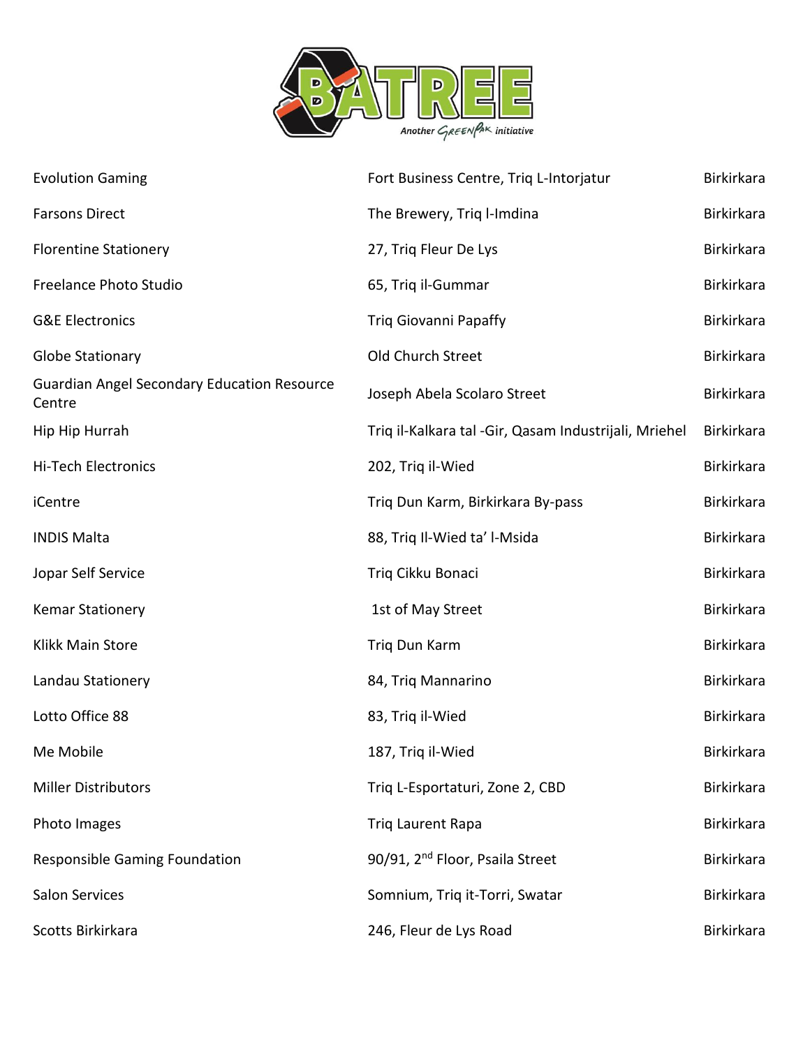| | | |
|---|---|---|
| Evolution Gaming | Fort Business Centre, Triq L-Intorjatur | Birkirkara |
| Farsons Direct | The Brewery, Triq l-Imdina | Birkirkara |
| Florentine Stationery | 27, Triq Fleur De Lys | Birkirkara |
| Freelance Photo Studio | 65, Triq il-Gummar | Birkirkara |
| G&E Electronics | Triq Giovanni Papaffy | Birkirkara |
| Globe Stationary | Old Church Street | Birkirkara |
| Guardian Angel Secondary Education Resource Centre | Joseph Abela Scolaro Street | Birkirkara |
| Hip Hip Hurrah | Triq il-Kalkara tal -Gir, Qasam Industrijali, Mriehel | Birkirkara |
| Hi-Tech Electronics | 202, Triq il-Wied | Birkirkara |
| iCentre | Triq Dun Karm, Birkirkara By-pass | Birkirkara |
| INDIS Malta | 88, Triq Il-Wied ta' l-Msida | Birkirkara |
| Jopar Self Service | Triq Cikku Bonaci | Birkirkara |
| Kemar Stationery | 1st of May Street | Birkirkara |
| Klikk Main Store | Triq Dun Karm | Birkirkara |
| Landau Stationery | 84, Triq Mannarino | Birkirkara |
| Lotto Office 88 | 83, Triq il-Wied | Birkirkara |
| Me Mobile | 187, Triq il-Wied | Birkirkara |
| Miller Distributors | Triq L-Esportaturi, Zone 2, CBD | Birkirkara |
| Photo Images | Triq Laurent Rapa | Birkirkara |
| Responsible Gaming Foundation | 90/91, 2nd Floor, Psaila Street | Birkirkara |
| Salon Services | Somnium, Triq it-Torri, Swatar | Birkirkara |
| Scotts Birkirkara | 246, Fleur de Lys Road | Birkirkara |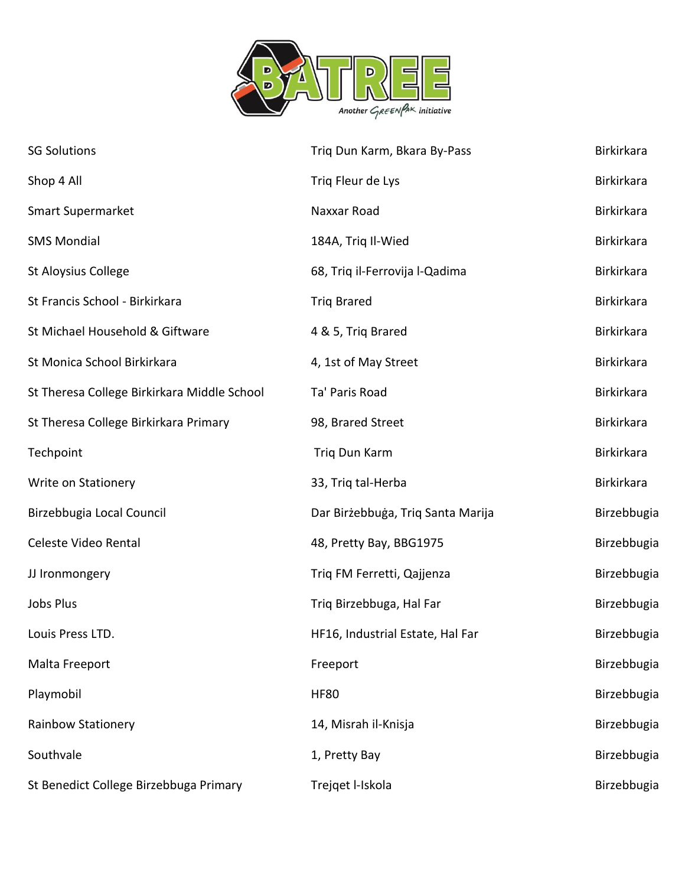| | | |
|---|---|---|
| SG Solutions | Triq Dun Karm, Bkara By-Pass | Birkirkara |
| Shop 4 All | Triq Fleur de Lys | Birkirkara |
| Smart Supermarket | Naxxar Road | Birkirkara |
| SMS Mondial | 184A, Triq Il-Wied | Birkirkara |
| St Aloysius College | 68, Triq il-Ferrovija l-Qadima | Birkirkara |
| St Francis School - Birkirkara | Triq Brared | Birkirkara |
| St Michael Household & Giftware | 4 & 5, Triq Brared | Birkirkara |
| St Monica School Birkirkara | 4, 1st of May Street | Birkirkara |
| St Theresa College Birkirkara Middle School | Ta' Paris Road | Birkirkara |
| St Theresa College Birkirkara Primary | 98, Brared Street | Birkirkara |
| Techpoint | Triq Dun Karm | Birkirkara |
| Write on Stationery | 33, Triq tal-Herba | Birkirkara |
| Birzebbugia Local Council | Dar Birżebbuġa, Triq Santa Marija | Birzebbugia |
| Celeste Video Rental | 48, Pretty Bay, BBG1975 | Birzebbugia |
| JJ Ironmongery | Triq FM Ferretti, Qajjenza | Birzebbugia |
| Jobs Plus | Triq Birzebbuga, Hal Far | Birzebbugia |
| Louis Press LTD. | HF16, Industrial Estate, Hal Far | Birzebbugia |
| Malta Freeport | Freeport | Birzebbugia |
| Playmobil | HF80 | Birzebbugia |
| Rainbow Stationery | 14, Misrah il-Knisja | Birzebbugia |
| Southvale | 1, Pretty Bay | Birzebbugia |
| St Benedict College Birzebbuga Primary | Trejqet l-Iskola | Birzebbugia |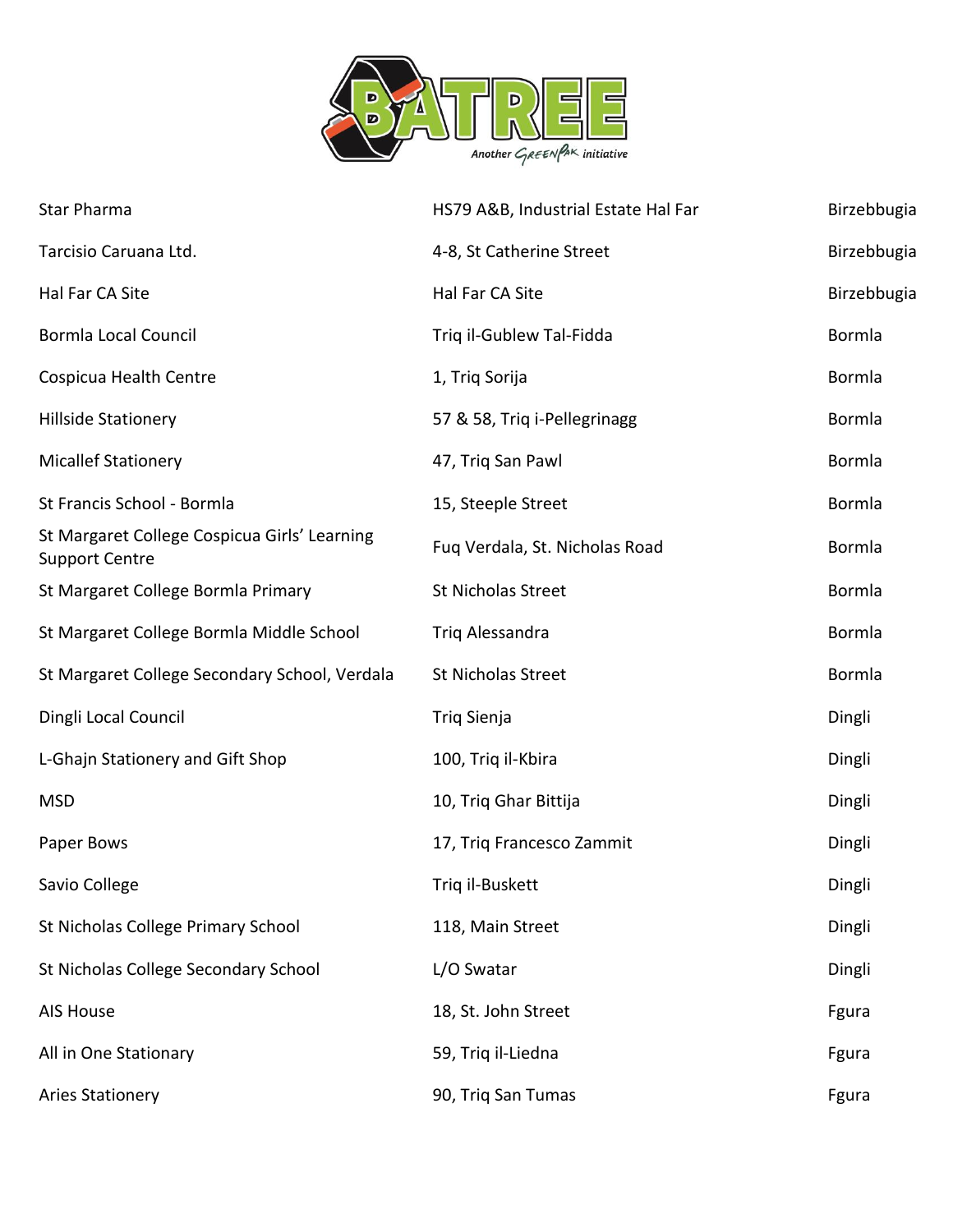| | | |
|---|---|---|
| Star Pharma | HS79 A&B, Industrial Estate Hal Far | Birzebbugia |
| Tarcisio Caruana Ltd. | 4-8, St Catherine Street | Birzebbugia |
| Hal Far CA Site | Hal Far CA Site | Birzebbugia |
| Bormla Local Council | Triq il-Gublew Tal-Fidda | Bormla |
| Cospicua Health Centre | 1, Triq Sorija | Bormla |
| Hillside Stationery | 57 & 58, Triq i-Pellegrinagg | Bormla |
| Micallef Stationery | 47, Triq San Pawl | Bormla |
| St Francis School - Bormla | 15, Steeple Street | Bormla |
| St Margaret College Cospicua Girls' Learning Support Centre | Fuq Verdala, St. Nicholas Road | Bormla |
| St Margaret College Bormla Primary | St Nicholas Street | Bormla |
| St Margaret College Bormla Middle School | Triq Alessandra | Bormla |
| St Margaret College Secondary School, Verdala | St Nicholas Street | Bormla |
| Dingli Local Council | Triq Sienja | Dingli |
| L-Ghajn Stationery and Gift Shop | 100, Triq il-Kbira | Dingli |
| MSD | 10, Triq Ghar Bittija | Dingli |
| Paper Bows | 17, Triq Francesco Zammit | Dingli |
| Savio College | Triq il-Buskett | Dingli |
| St Nicholas College Primary School | 118, Main Street | Dingli |
| St Nicholas College Secondary School | L/O Swatar | Dingli |
| AIS House | 18, St. John Street | Fgura |
| All in One Stationary | 59, Triq il-Liedna | Fgura |
| Aries Stationery | 90, Triq San Tumas | Fgura |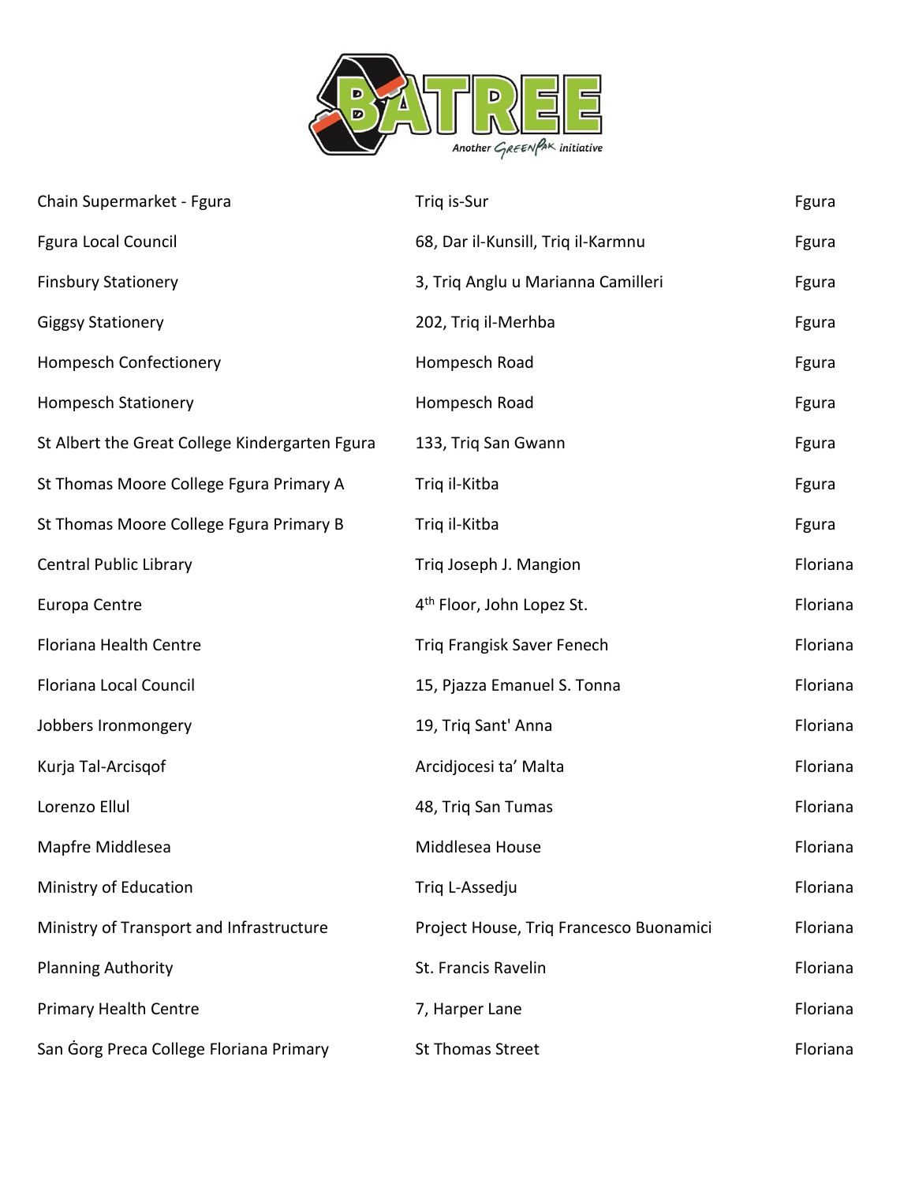| | | |
|---|---|---|
| Chain Supermarket - Fgura | Triq is-Sur | Fgura |
| Fgura Local Council | 68, Dar il-Kunsill, Triq il-Karmnu | Fgura |
| Finsbury Stationery | 3, Triq Anglu u Marianna Camilleri | Fgura |
| Giggsy Stationery | 202, Triq il-Merhba | Fgura |
| Hompesch Confectionery | Hompesch Road | Fgura |
| Hompesch Stationery | Hompesch Road | Fgura |
| St Albert the Great College Kindergarten Fgura | 133, Triq San Gwann | Fgura |
| St Thomas Moore College Fgura Primary A | Triq il-Kitba | Fgura |
| St Thomas Moore College Fgura Primary B | Triq il-Kitba | Fgura |
| Central Public Library | Triq Joseph J. Mangion | Floriana |
| Europa Centre | 4th Floor, John Lopez St. | Floriana |
| Floriana Health Centre | Triq Frangisk Saver Fenech | Floriana |
| Floriana Local Council | 15, Pjazza Emanuel S. Tonna | Floriana |
| Jobbers Ironmongery | 19, Triq Sant' Anna | Floriana |
| Kurja Tal-Arcisqof | Arcidjocesi ta' Malta | Floriana |
| Lorenzo Ellul | 48, Triq San Tumas | Floriana |
| Mapfre Middlesea | Middlesea House | Floriana |
| Ministry of Education | Triq L-Assedju | Floriana |
| Ministry of Transport and Infrastructure | Project House, Triq Francesco Buonamici | Floriana |
| Planning Authority | St. Francis Ravelin | Floriana |
| Primary Health Centre | 7, Harper Lane | Floriana |
| San Ġorg Preca College Floriana Primary | St Thomas Street | Floriana |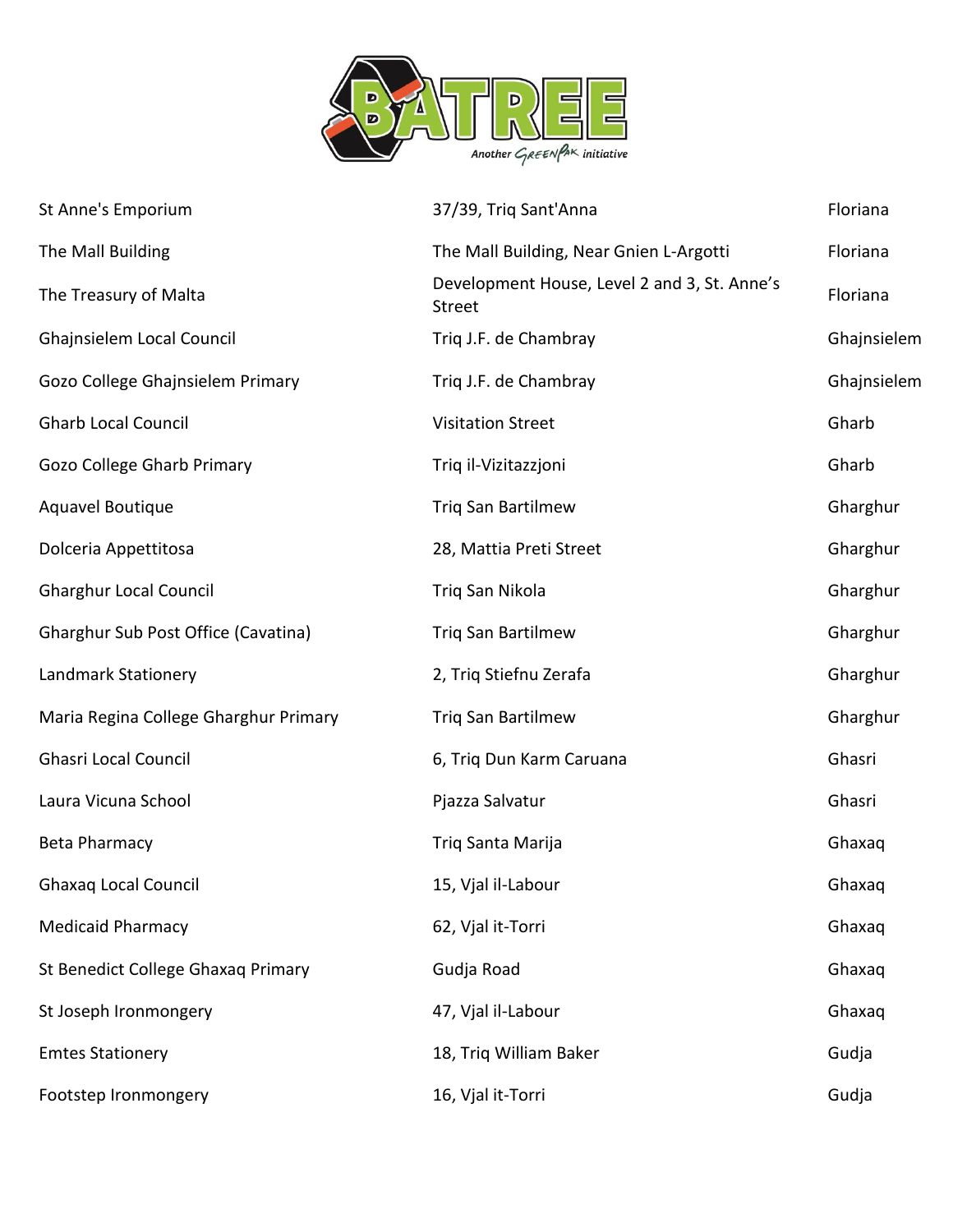| | | |
|---|---|---|
| St Anne's Emporium | 37/39, Triq Sant'Anna | Floriana |
| The Mall Building | The Mall Building, Near Gnien L-Argotti | Floriana |
| The Treasury of Malta | Development House, Level 2 and 3, St. Anne's Street | Floriana |
| Ghajnsielem Local Council | Triq J.F. de Chambray | Ghajnsielem |
| Gozo College Ghajnsielem Primary | Triq J.F. de Chambray | Ghajnsielem |
| Gharb Local Council | Visitation Street | Gharb |
| Gozo College Gharb Primary | Triq il-Vizitazzjoni | Gharb |
| Aquavel Boutique | Triq San Bartilmew | Gharghur |
| Dolceria Appettitosa | 28, Mattia Preti Street | Gharghur |
| Gharghur Local Council | Triq San Nikola | Gharghur |
| Gharghur Sub Post Office (Cavatina) | Triq San Bartilmew | Gharghur |
| Landmark Stationery | 2, Triq Stiefnu Zerafa | Gharghur |
| Maria Regina College Gharghur Primary | Triq San Bartilmew | Gharghur |
| Ghasri Local Council | 6, Triq Dun Karm Caruana | Ghasri |
| Laura Vicuna School | Pjazza Salvatur | Ghasri |
| Beta Pharmacy | Triq Santa Marija | Ghaxaq |
| Ghaxaq Local Council | 15, Vjal il-Labour | Ghaxaq |
| Medicaid Pharmacy | 62, Vjal it-Torri | Ghaxaq |
| St Benedict College Ghaxaq Primary | Gudja Road | Ghaxaq |
| St Joseph Ironmongery | 47, Vjal il-Labour | Ghaxaq |
| Emtes Stationery | 18, Triq William Baker | Gudja |
| Footstep Ironmongery | 16, Vjal it-Torri | Gudja |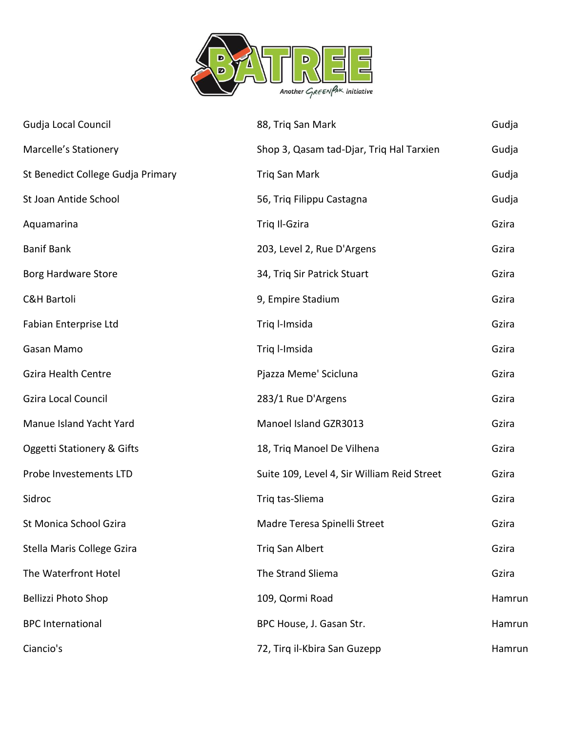| | | |
|---|---|---|
| Gudja Local Council | 88, Triq San Mark | Gudja |
| Marcelle's Stationery | Shop 3, Qasam tad-Djar, Triq Hal Tarxien | Gudja |
| St Benedict College Gudja Primary | Triq San Mark | Gudja |
| St Joan Antide School | 56, Triq Filippu Castagna | Gudja |
| Aquamarina | Triq Il-Gzira | Gzira |
| Banif Bank | 203, Level 2, Rue D'Argens | Gzira |
| Borg Hardware Store | 34, Triq Sir Patrick Stuart | Gzira |
| C&H Bartoli | 9, Empire Stadium | Gzira |
| Fabian Enterprise Ltd | Triq l-Imsida | Gzira |
| Gasan Mamo | Triq l-Imsida | Gzira |
| Gzira Health Centre | Pjazza Meme' Scicluna | Gzira |
| Gzira Local Council | 283/1 Rue D'Argens | Gzira |
| Manue Island Yacht Yard | Manoel Island GZR3013 | Gzira |
| Oggetti Stationery & Gifts | 18, Triq Manoel De Vilhena | Gzira |
| Probe Investements LTD | Suite 109, Level 4, Sir William Reid Street | Gzira |
| Sidroc | Triq tas-Sliema | Gzira |
| St Monica School Gzira | Madre Teresa Spinelli Street | Gzira |
| Stella Maris College Gzira | Triq San Albert | Gzira |
| The Waterfront Hotel | The Strand Sliema | Gzira |
| Bellizzi Photo Shop | 109, Qormi Road | Hamrun |
| BPC International | BPC House, J. Gasan Str. | Hamrun |
| Ciancio's | 72, Tirq il-Kbira San Guzepp | Hamrun |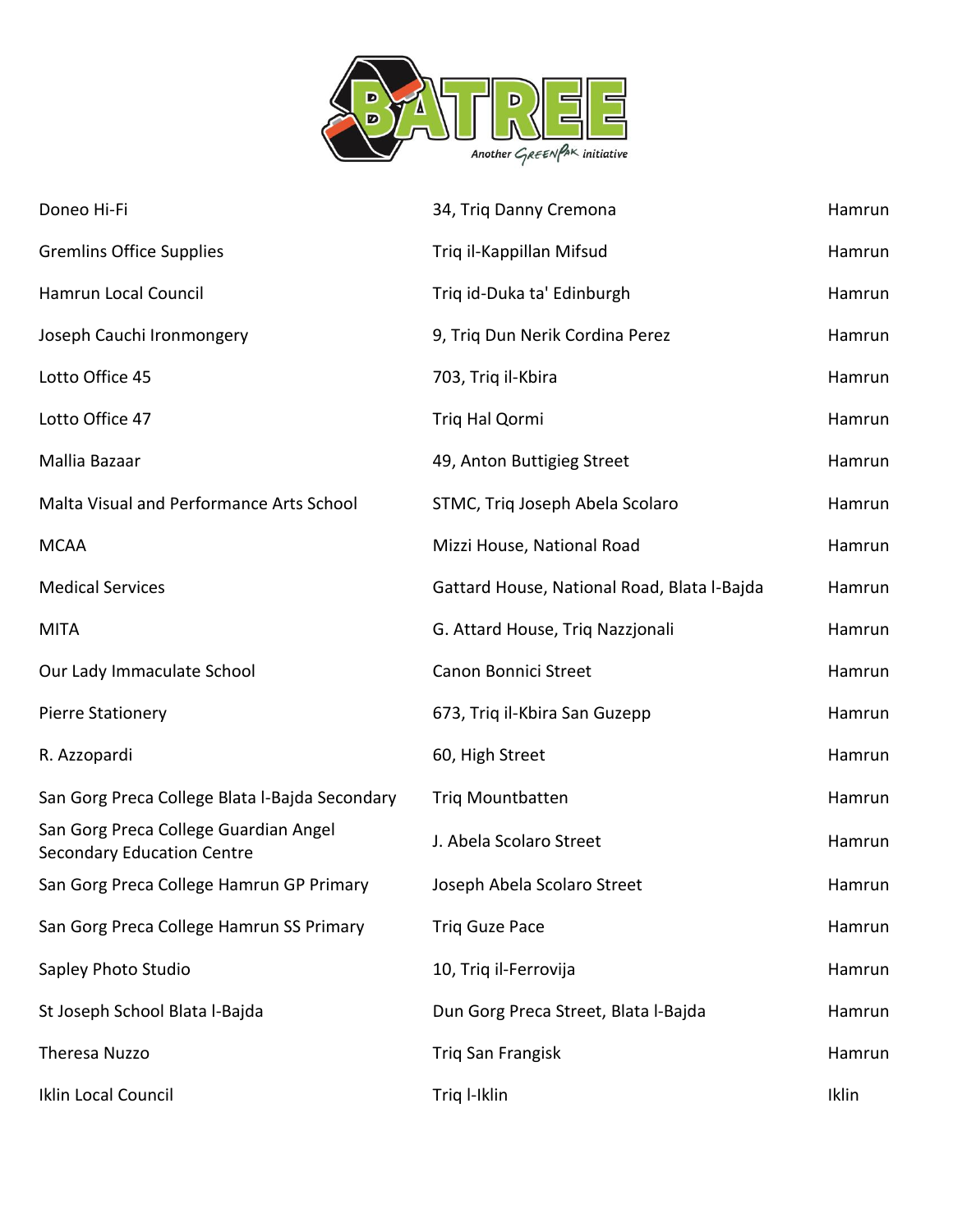| | | |
|---|---|---|
| Doneo Hi-Fi | 34, Triq Danny Cremona | Hamrun |
| Gremlins Office Supplies | Triq il-Kappillan Mifsud | Hamrun |
| Hamrun Local Council | Triq id-Duka ta' Edinburgh | Hamrun |
| Joseph Cauchi Ironmongery | 9, Triq Dun Nerik Cordina Perez | Hamrun |
| Lotto Office 45 | 703, Triq il-Kbira | Hamrun |
| Lotto Office 47 | Triq Hal Qormi | Hamrun |
| Mallia Bazaar | 49, Anton Buttigieg Street | Hamrun |
| Malta Visual and Performance Arts School | STMC, Triq Joseph Abela Scolaro | Hamrun |
| MCAA | Mizzi House, National Road | Hamrun |
| Medical Services | Gattard House, National Road, Blata l-Bajda | Hamrun |
| MITA | G. Attard House, Triq Nazzjonali | Hamrun |
| Our Lady Immaculate School | Canon Bonnici Street | Hamrun |
| Pierre Stationery | 673, Triq il-Kbira San Guzepp | Hamrun |
| R. Azzopardi | 60, High Street | Hamrun |
| San Gorg Preca College Blata l-Bajda Secondary | Triq Mountbatten | Hamrun |
| San Gorg Preca College Guardian Angel Secondary Education Centre | J. Abela Scolaro Street | Hamrun |
| San Gorg Preca College Hamrun GP Primary | Joseph Abela Scolaro Street | Hamrun |
| San Gorg Preca College Hamrun SS Primary | Triq Guze Pace | Hamrun |
| Sapley Photo Studio | 10, Triq il-Ferrovija | Hamrun |
| St Joseph School Blata l-Bajda | Dun Gorg Preca Street, Blata l-Bajda | Hamrun |
| Theresa Nuzzo | Triq San Frangisk | Hamrun |
| Iklin Local Council | Triq l-Iklin | Iklin |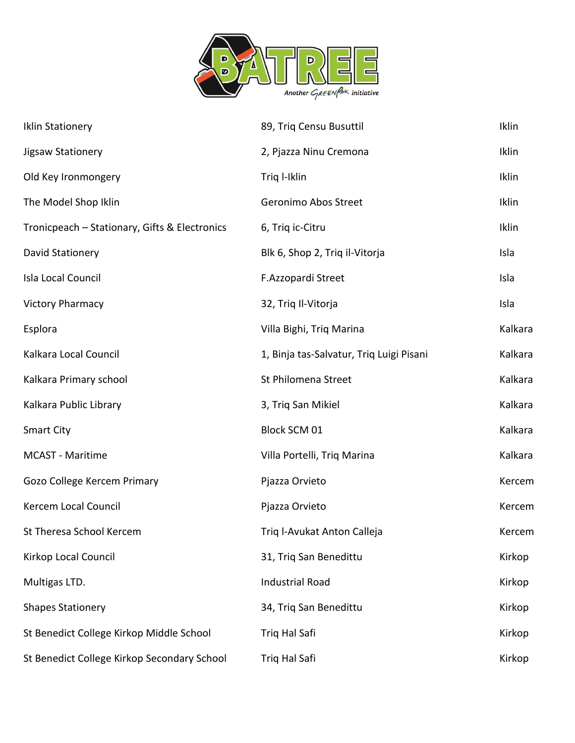| | | |
|---|---|---|
| Iklin Stationery | 89, Triq Censu Busuttil | Iklin |
| Jigsaw Stationery | 2, Pjazza Ninu Cremona | Iklin |
| Old Key Ironmongery | Triq l-Iklin | Iklin |
| The Model Shop Iklin | Geronimo Abos Street | Iklin |
| Tronicpeach – Stationary, Gifts & Electronics | 6, Triq ic-Citru | Iklin |
| David Stationery | Blk 6, Shop 2, Triq il-Vitorja | Isla |
| Isla Local Council | F.Azzopardi Street | Isla |
| Victory Pharmacy | 32, Triq Il-Vitorja | Isla |
| Esplora | Villa Bighi, Triq Marina | Kalkara |
| Kalkara Local Council | 1, Binja tas-Salvatur, Triq Luigi Pisani | Kalkara |
| Kalkara Primary school | St Philomena Street | Kalkara |
| Kalkara Public Library | 3, Triq San Mikiel | Kalkara |
| Smart City | Block SCM 01 | Kalkara |
| MCAST - Maritime | Villa Portelli, Triq Marina | Kalkara |
| Gozo College Kercem Primary | Pjazza Orvieto | Kercem |
| Kercem Local Council | Pjazza Orvieto | Kercem |
| St Theresa School Kercem | Triq l-Avukat Anton Calleja | Kercem |
| Kirkop Local Council | 31, Triq San Benedittu | Kirkop |
| Multigas LTD. | Industrial Road | Kirkop |
| Shapes Stationery | 34, Triq San Benedittu | Kirkop |
| St Benedict College Kirkop Middle School | Triq Hal Safi | Kirkop |
| St Benedict College Kirkop Secondary School | Triq Hal Safi | Kirkop |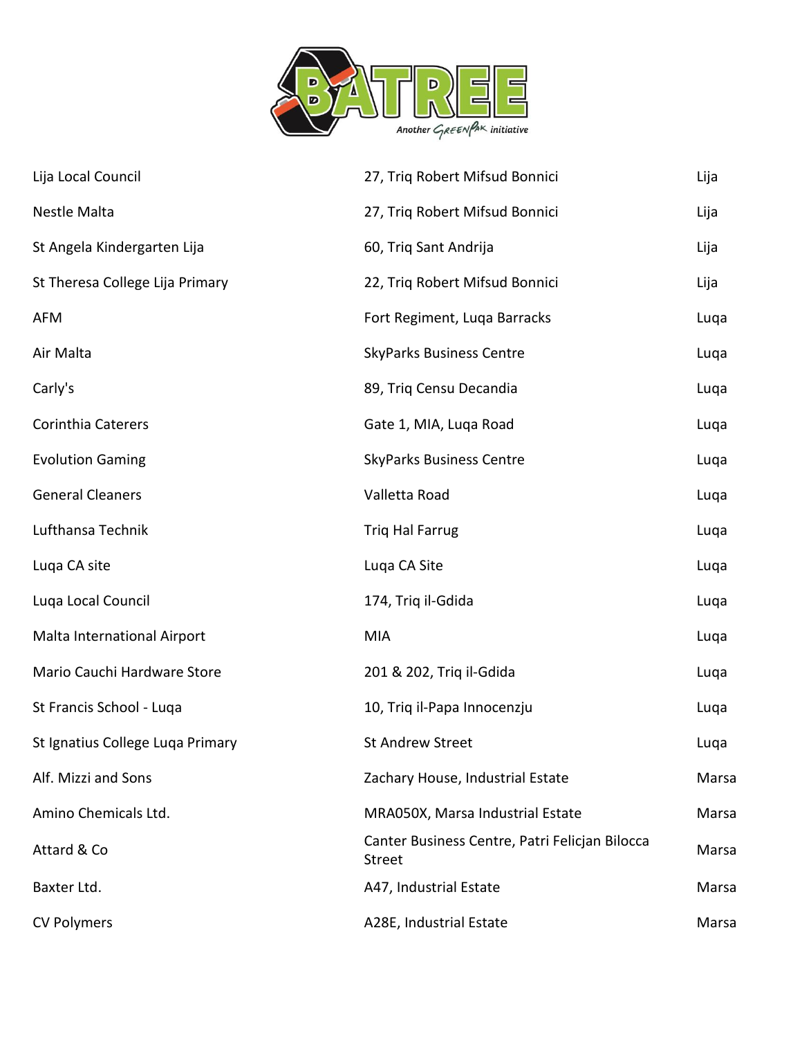| | | |
|---|---|---|
| Lija Local Council | 27, Triq Robert Mifsud Bonnici | Lija |
| Nestle Malta | 27, Triq Robert Mifsud Bonnici | Lija |
| St Angela Kindergarten Lija | 60, Triq Sant Andrija | Lija |
| St Theresa College Lija Primary | 22, Triq Robert Mifsud Bonnici | Lija |
| AFM | Fort Regiment, Luqa Barracks | Luqa |
| Air Malta | SkyParks Business Centre | Luqa |
| Carly's | 89, Triq Censu Decandia | Luqa |
| Corinthia Caterers | Gate 1, MIA, Luqa Road | Luqa |
| Evolution Gaming | SkyParks Business Centre | Luqa |
| General Cleaners | Valletta Road | Luqa |
| Lufthansa Technik | Triq Hal Farrug | Luqa |
| Luqa CA site | Luqa CA Site | Luqa |
| Luqa Local Council | 174, Triq il-Gdida | Luqa |
| Malta International Airport | MIA | Luqa |
| Mario Cauchi Hardware Store | 201 & 202, Triq il-Gdida | Luqa |
| St Francis School - Luqa | 10, Triq il-Papa Innocenzju | Luqa |
| St Ignatius College Luqa Primary | St Andrew Street | Luqa |
| Alf. Mizzi and Sons | Zachary House, Industrial Estate | Marsa |
| Amino Chemicals Ltd. | MRA050X, Marsa Industrial Estate | Marsa |
| Attard & Co | Canter Business Centre, Patri Felicjan Bilocca Street | Marsa |
| Baxter Ltd. | A47, Industrial Estate | Marsa |
| CV Polymers | A28E, Industrial Estate | Marsa |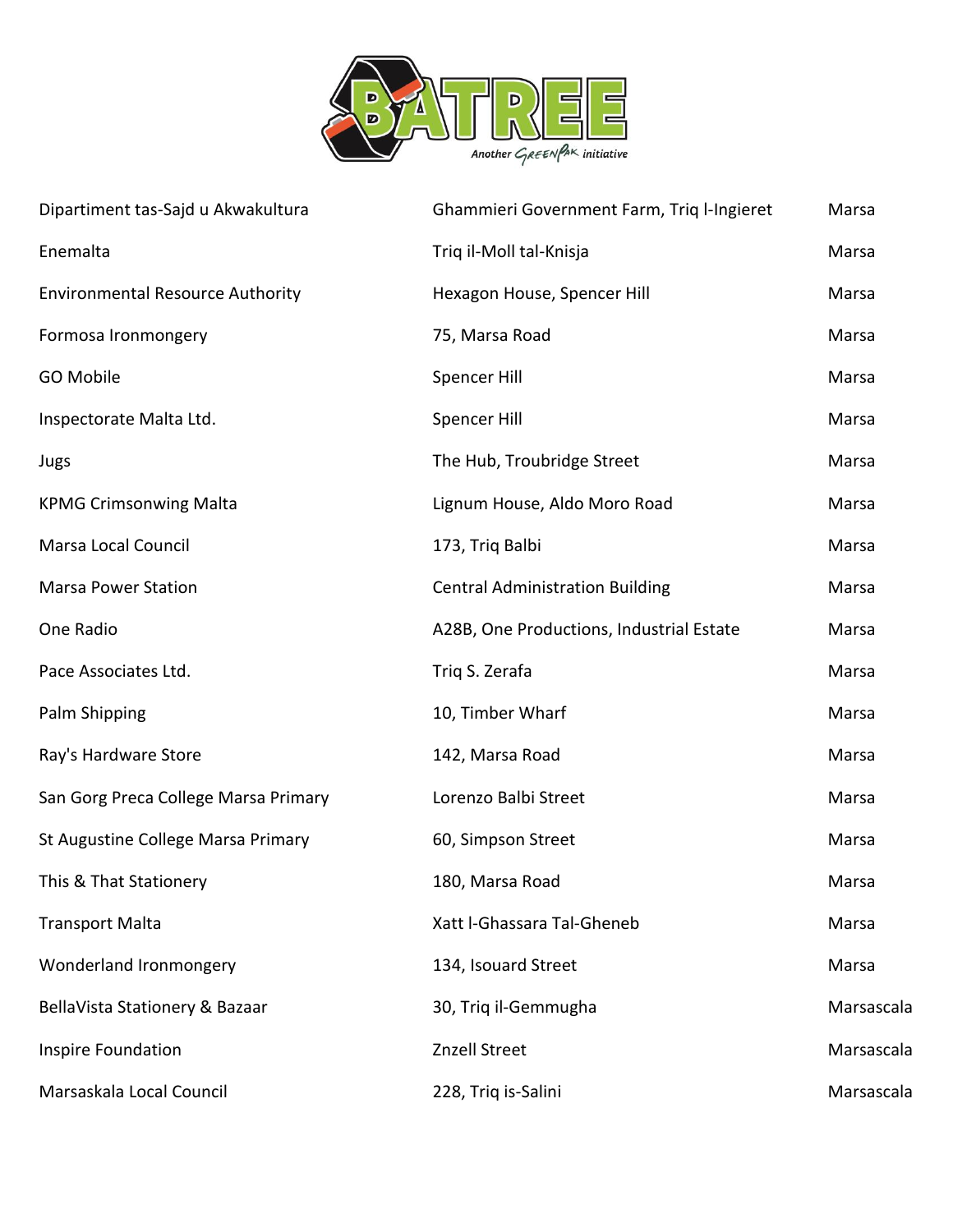| | | |
|---|---|---|
| Dipartiment tas-Sajd u Akwakultura | Ghammieri Government Farm, Triq l-Ingieret | Marsa |
| Enemalta | Triq il-Moll tal-Knisja | Marsa |
| Environmental Resource Authority | Hexagon House, Spencer Hill | Marsa |
| Formosa Ironmongery | 75, Marsa Road | Marsa |
| GO Mobile | Spencer Hill | Marsa |
| Inspectorate Malta Ltd. | Spencer Hill | Marsa |
| Jugs | The Hub, Troubridge Street | Marsa |
| KPMG Crimsonwing Malta | Lignum House, Aldo Moro Road | Marsa |
| Marsa Local Council | 173, Triq Balbi | Marsa |
| Marsa Power Station | Central Administration Building | Marsa |
| One Radio | A28B, One Productions, Industrial Estate | Marsa |
| Pace Associates Ltd. | Triq S. Zerafa | Marsa |
| Palm Shipping | 10, Timber Wharf | Marsa |
| Ray's Hardware Store | 142, Marsa Road | Marsa |
| San Gorg Preca College Marsa Primary | Lorenzo Balbi Street | Marsa |
| St Augustine College Marsa Primary | 60, Simpson Street | Marsa |
| This & That Stationery | 180, Marsa Road | Marsa |
| Transport Malta | Xatt l-Ghassara Tal-Gheneb | Marsa |
| Wonderland Ironmongery | 134, Isouard Street | Marsa |
| BellaVista Stationery & Bazaar | 30, Triq il-Gemmugha | Marsascala |
| Inspire Foundation | Znzell Street | Marsascala |
| Marsaskala Local Council | 228, Triq is-Salini | Marsascala |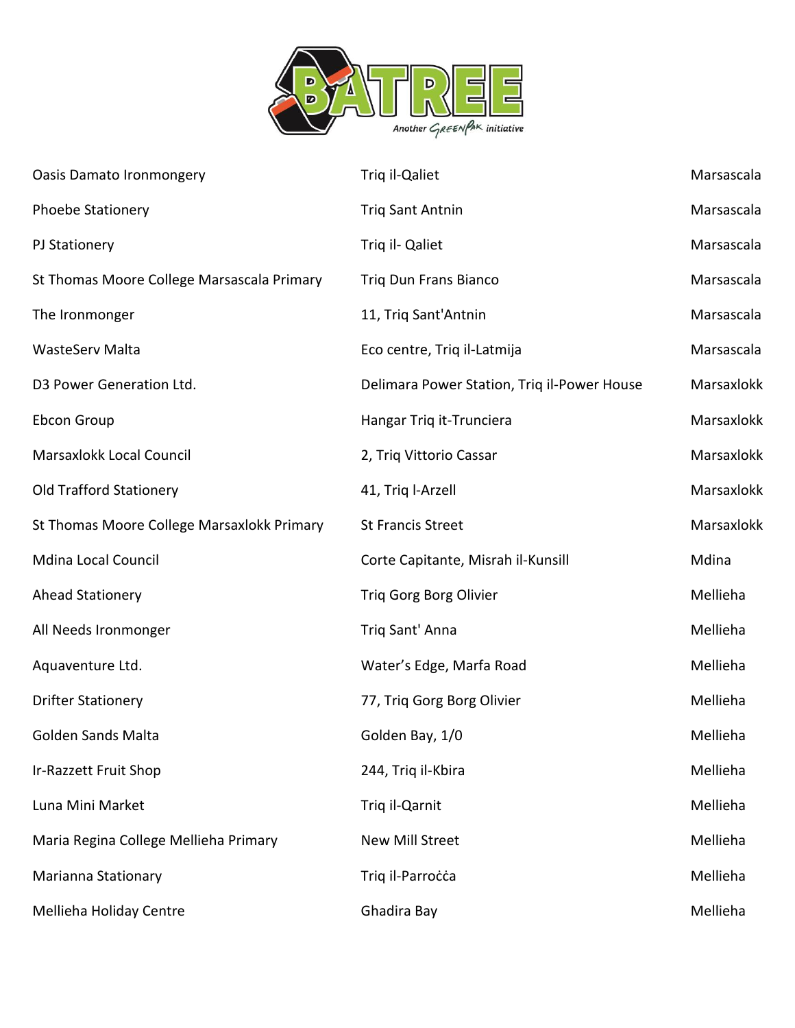| | | |
|---|---|---|
| Oasis Damato Ironmongery | Triq il-Qaliet | Marsascala |
| Phoebe Stationery | Triq Sant Antnin | Marsascala |
| PJ Stationery | Triq il- Qaliet | Marsascala |
| St Thomas Moore College Marsascala Primary | Triq Dun Frans Bianco | Marsascala |
| The Ironmonger | 11, Triq Sant'Antnin | Marsascala |
| WasteServ Malta | Eco centre, Triq il-Latmija | Marsascala |
| D3 Power Generation Ltd. | Delimara Power Station, Triq il-Power House | Marsaxlokk |
| Ebcon Group | Hangar Triq it-Trunciera | Marsaxlokk |
| Marsaxlokk Local Council | 2, Triq Vittorio Cassar | Marsaxlokk |
| Old Trafford Stationery | 41, Triq l-Arzell | Marsaxlokk |
| St Thomas Moore College Marsaxlokk Primary | St Francis Street | Marsaxlokk |
| Mdina Local Council | Corte Capitante, Misrah il-Kunsill | Mdina |
| Ahead Stationery | Triq Gorg Borg Olivier | Mellieha |
| All Needs Ironmonger | Triq Sant' Anna | Mellieha |
| Aquaventure Ltd. | Water's Edge, Marfa Road | Mellieha |
| Drifter Stationery | 77, Triq Gorg Borg Olivier | Mellieha |
| Golden Sands Malta | Golden Bay, 1/0 | Mellieha |
| Ir-Razzett Fruit Shop | 244, Triq il-Kbira | Mellieha |
| Luna Mini Market | Triq il-Qarnit | Mellieha |
| Maria Regina College Mellieha Primary | New Mill Street | Mellieha |
| Marianna Stationary | Triq il-Parroċċa | Mellieha |
| Mellieha Holiday Centre | Ghadira Bay | Mellieha |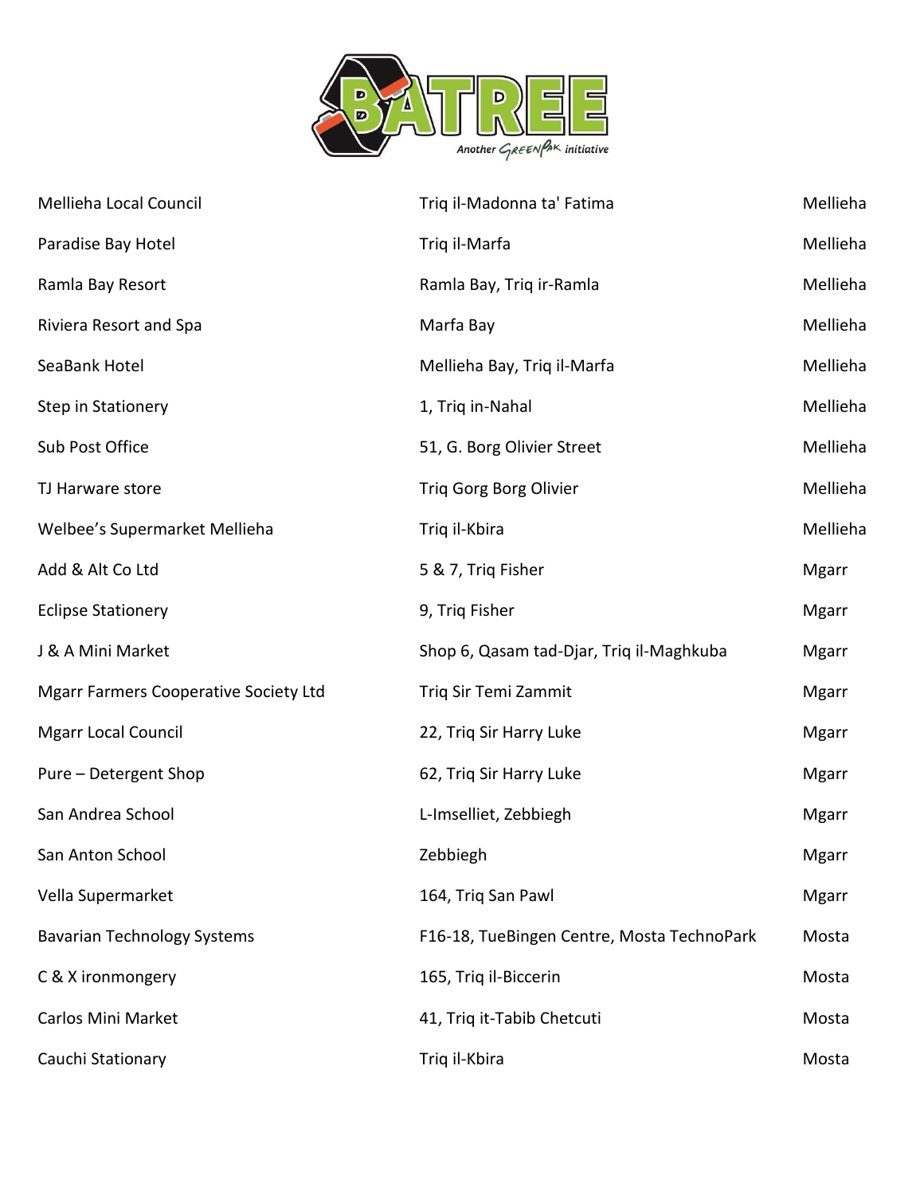| | | |
|---|---|---|
| Mellieha Local Council | Triq il-Madonna ta' Fatima | Mellieha |
| Paradise Bay Hotel | Triq il-Marfa | Mellieha |
| Ramla Bay Resort | Ramla Bay, Triq ir-Ramla | Mellieha |
| Riviera Resort and Spa | Marfa Bay | Mellieha |
| SeaBank Hotel | Mellieha Bay, Triq il-Marfa | Mellieha |
| Step in Stationery | 1, Triq in-Nahal | Mellieha |
| Sub Post Office | 51, G. Borg Olivier Street | Mellieha |
| TJ Harware store | Triq Gorg Borg Olivier | Mellieha |
| Welbee's Supermarket Mellieha | Triq il-Kbira | Mellieha |
| Add & Alt Co Ltd | 5 & 7, Triq Fisher | Mgarr |
| Eclipse Stationery | 9, Triq Fisher | Mgarr |
| J & A Mini Market | Shop 6, Qasam tad-Djar, Triq il-Maghkuba | Mgarr |
| Mgarr Farmers Cooperative Society Ltd | Triq Sir Temi Zammit | Mgarr |
| Mgarr Local Council | 22, Triq Sir Harry Luke | Mgarr |
| Pure – Detergent Shop | 62, Triq Sir Harry Luke | Mgarr |
| San Andrea School | L-Imselliet, Zebbiegh | Mgarr |
| San Anton School | Zebbiegh | Mgarr |
| Vella Supermarket | 164, Triq San Pawl | Mgarr |
| Bavarian Technology Systems | F16-18, TueBingen Centre, Mosta TechnoPark | Mosta |
| C & X ironmongery | 165, Triq il-Biccerin | Mosta |
| Carlos Mini Market | 41, Triq it-Tabib Chetcuti | Mosta |
| Cauchi Stationary | Triq il-Kbira | Mosta |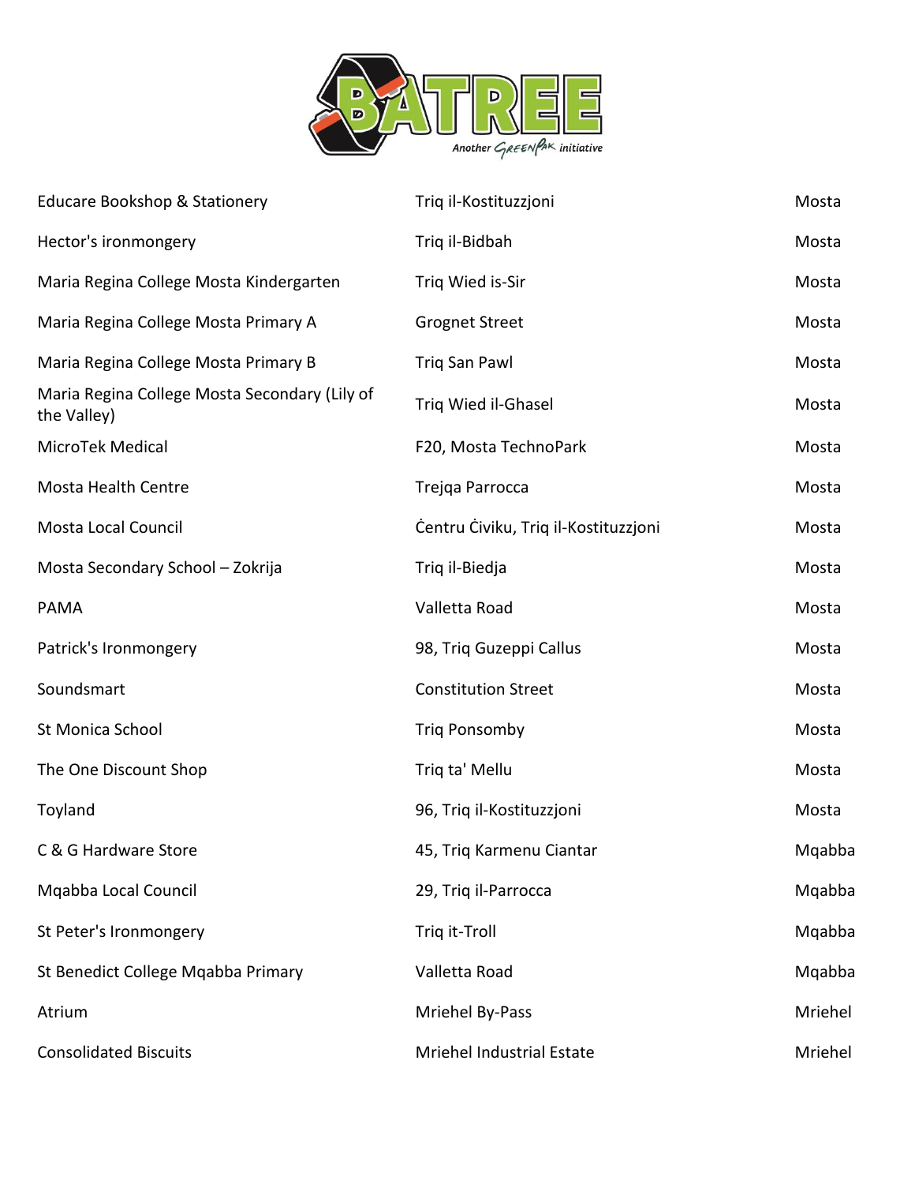| | | |
|---|---|---|
| Educare Bookshop & Stationery | Triq il-Kostituzzjoni | Mosta |
| Hector's ironmongery | Triq il-Bidbah | Mosta |
| Maria Regina College Mosta Kindergarten | Triq Wied is-Sir | Mosta |
| Maria Regina College Mosta Primary A | Grognet Street | Mosta |
| Maria Regina College Mosta Primary B | Triq San Pawl | Mosta |
| Maria Regina College Mosta Secondary (Lily of the Valley) | Triq Wied il-Ghasel | Mosta |
| MicroTek Medical | F20, Mosta TechnoPark | Mosta |
| Mosta Health Centre | Trejqa Parrocca | Mosta |
| Mosta Local Council | Ċentru Ċiviku, Triq il-Kostituzzjoni | Mosta |
| Mosta Secondary School – Zokrija | Triq il-Biedja | Mosta |
| PAMA | Valletta Road | Mosta |
| Patrick's Ironmongery | 98, Triq Guzeppi Callus | Mosta |
| Soundsmart | Constitution Street | Mosta |
| St Monica School | Triq Ponsomby | Mosta |
| The One Discount Shop | Triq ta' Mellu | Mosta |
| Toyland | 96, Triq il-Kostituzzjoni | Mosta |
| C & G Hardware Store | 45, Triq Karmenu Ciantar | Mqabba |
| Mqabba Local Council | 29, Triq il-Parrocca | Mqabba |
| St Peter's Ironmongery | Triq it-Troll | Mqabba |
| St Benedict College Mqabba Primary | Valletta Road | Mqabba |
| Atrium | Mriehel By-Pass | Mriehel |
| Consolidated Biscuits | Mriehel Industrial Estate | Mriehel |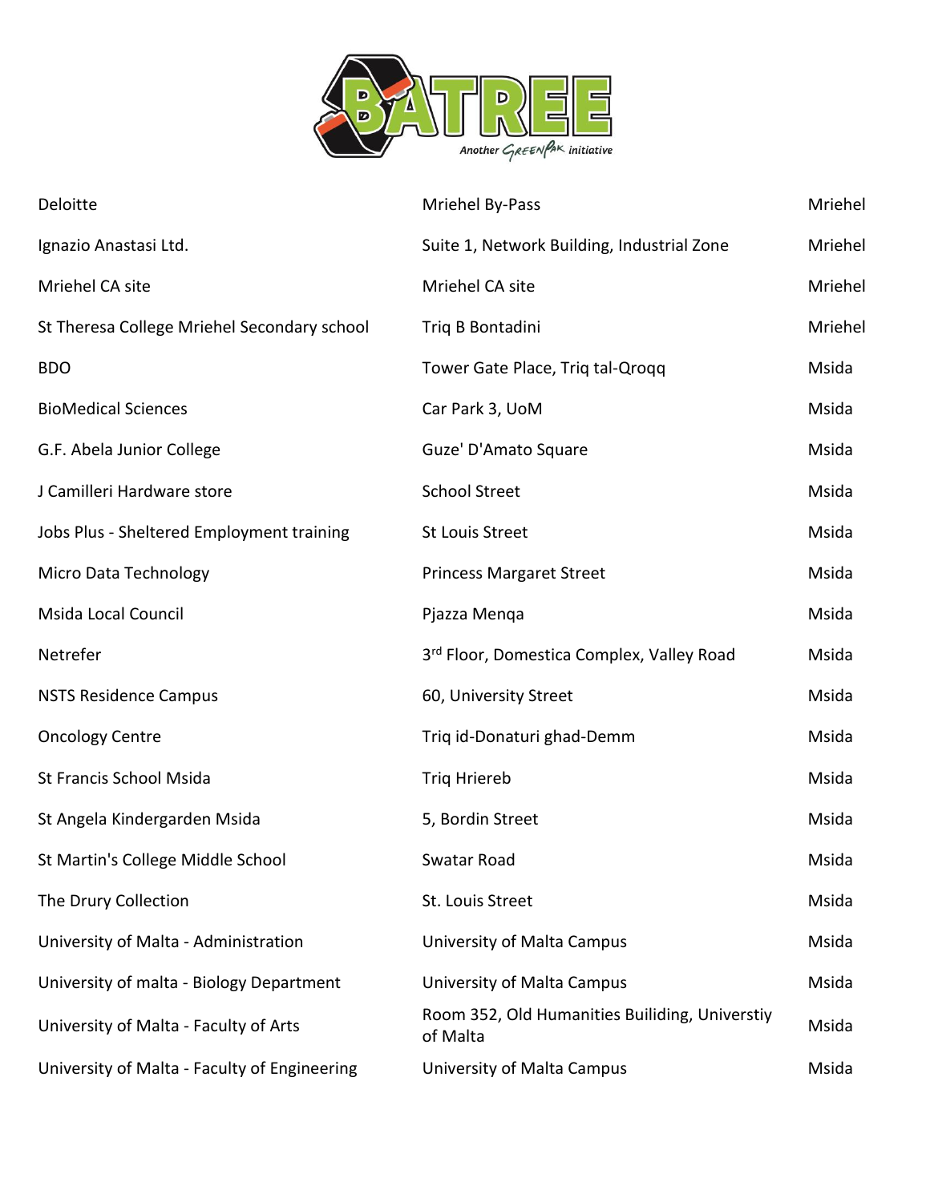| | | |
|---|---|---|
| Deloitte | Mriehel By-Pass | Mriehel |
| Ignazio Anastasi Ltd. | Suite 1, Network Building, Industrial Zone | Mriehel |
| Mriehel CA site | Mriehel CA site | Mriehel |
| St Theresa College Mriehel Secondary school | Triq B Bontadini | Mriehel |
| BDO | Tower Gate Place, Triq tal-Qroqq | Msida |
| BioMedical Sciences | Car Park 3, UoM | Msida |
| G.F. Abela Junior College | Guze' D'Amato Square | Msida |
| J Camilleri Hardware store | School Street | Msida |
| Jobs Plus - Sheltered Employment training | St Louis Street | Msida |
| Micro Data Technology | Princess Margaret Street | Msida |
| Msida Local Council | Pjazza Menqa | Msida |
| Netrefer | 3rd Floor, Domestica Complex, Valley Road | Msida |
| NSTS Residence Campus | 60, University Street | Msida |
| Oncology Centre | Triq id-Donaturi ghad-Demm | Msida |
| St Francis School Msida | Triq Hriereb | Msida |
| St Angela Kindergarden Msida | 5, Bordin Street | Msida |
| St Martin's College Middle School | Swatar Road | Msida |
| The Drury Collection | St. Louis Street | Msida |
| University of Malta - Administration | University of Malta Campus | Msida |
| University of malta - Biology Department | University of Malta Campus | Msida |
| University of Malta - Faculty of Arts | Room 352, Old Humanities Builiding, Universtiy of Malta | Msida |
| University of Malta - Faculty of Engineering | University of Malta Campus | Msida |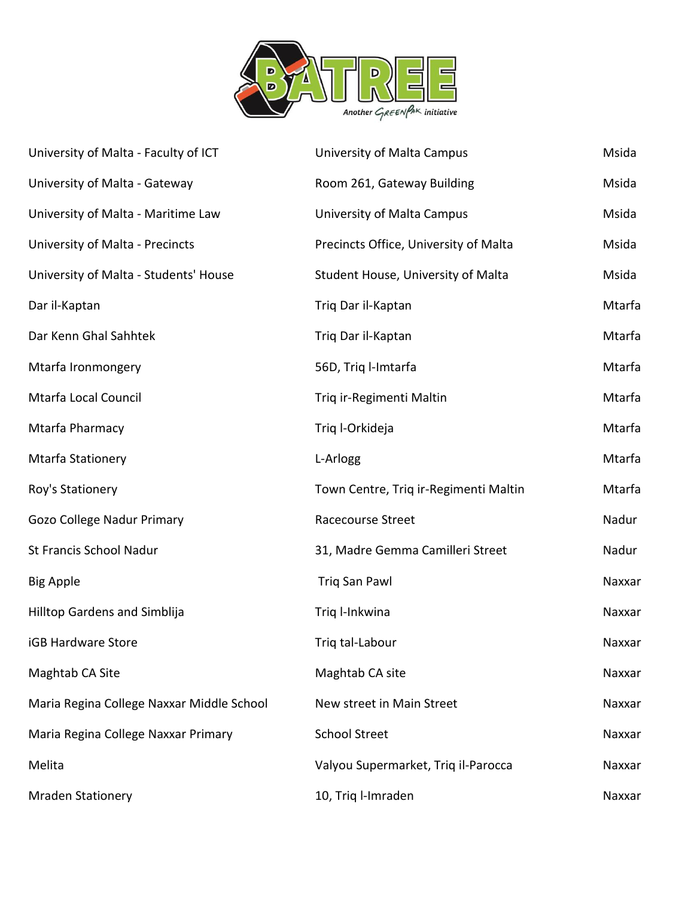| | | |
|---|---|---|
| University of Malta - Faculty of ICT | University of Malta Campus | Msida |
| University of Malta - Gateway | Room 261, Gateway Building | Msida |
| University of Malta - Maritime Law | University of Malta Campus | Msida |
| University of Malta - Precincts | Precincts Office, University of Malta | Msida |
| University of Malta - Students' House | Student House, University of Malta | Msida |
| Dar il-Kaptan | Triq Dar il-Kaptan | Mtarfa |
| Dar Kenn Ghal Sahhtek | Triq Dar il-Kaptan | Mtarfa |
| Mtarfa Ironmongery | 56D, Triq l-Imtarfa | Mtarfa |
| Mtarfa Local Council | Triq ir-Regimenti Maltin | Mtarfa |
| Mtarfa Pharmacy | Triq l-Orkideja | Mtarfa |
| Mtarfa Stationery | L-Arlogg | Mtarfa |
| Roy's Stationery | Town Centre, Triq ir-Regimenti Maltin | Mtarfa |
| Gozo College Nadur Primary | Racecourse Street | Nadur |
| St Francis School Nadur | 31, Madre Gemma Camilleri Street | Nadur |
| Big Apple | Triq San Pawl | Naxxar |
| Hilltop Gardens and Simblija | Triq l-Inkwina | Naxxar |
| iGB Hardware Store | Triq tal-Labour | Naxxar |
| Maghtab CA Site | Maghtab CA site | Naxxar |
| Maria Regina College Naxxar Middle School | New street in Main Street | Naxxar |
| Maria Regina College Naxxar Primary | School Street | Naxxar |
| Melita | Valyou Supermarket, Triq il-Parocca | Naxxar |
| Mraden Stationery | 10, Triq l-Imraden | Naxxar |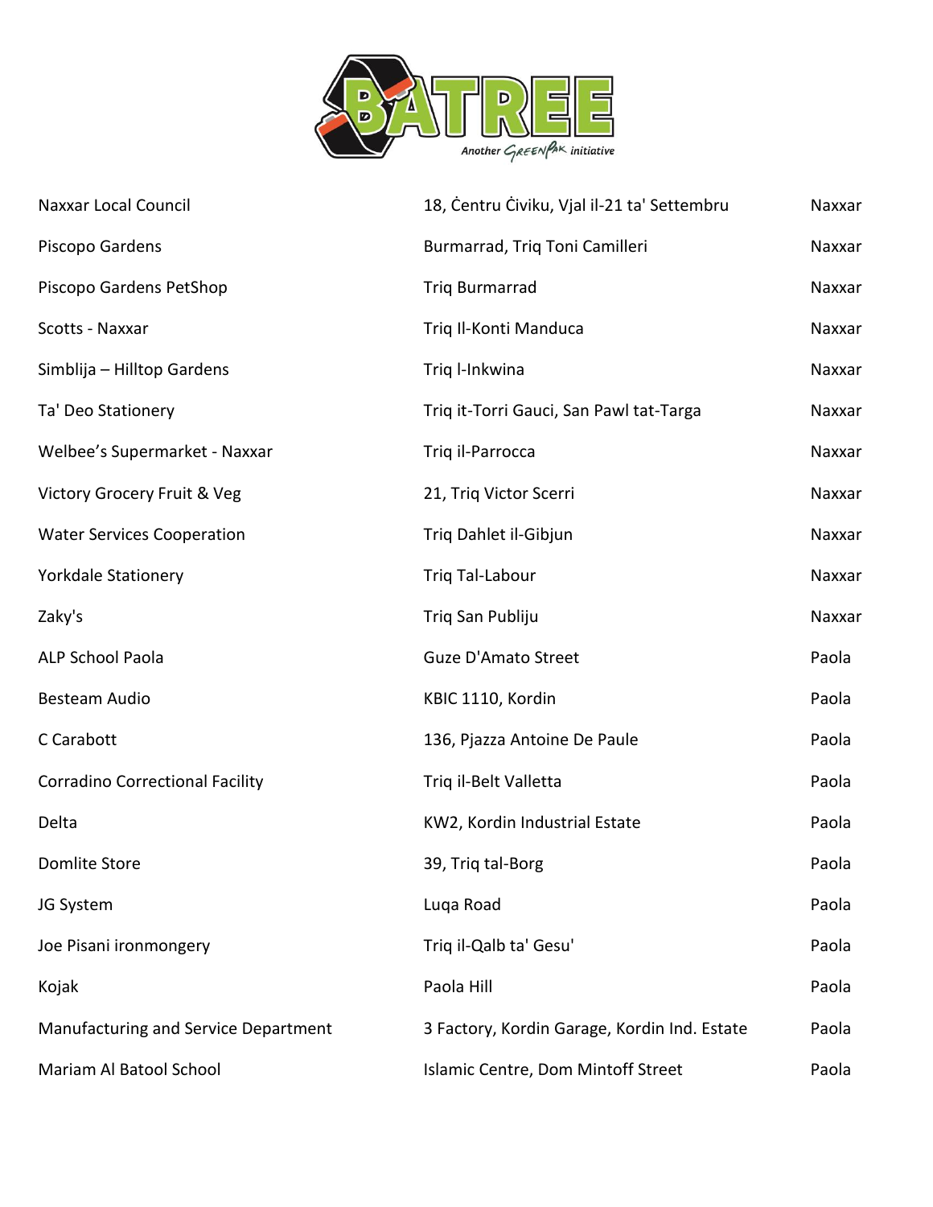| | | |
|---|---|---|
| Naxxar Local Council | 18, Ċentru Ċiviku, Vjal il-21 ta' Settembru | Naxxar |
| Piscopo Gardens | Burmarrad, Triq Toni Camilleri | Naxxar |
| Piscopo Gardens PetShop | Triq Burmarrad | Naxxar |
| Scotts - Naxxar | Triq Il-Konti Manduca | Naxxar |
| Simblija – Hilltop Gardens | Triq l-Inkwina | Naxxar |
| Ta' Deo Stationery | Triq it-Torri Gauci, San Pawl tat-Targa | Naxxar |
| Welbee's Supermarket - Naxxar | Triq il-Parrocca | Naxxar |
| Victory Grocery Fruit & Veg | 21, Triq Victor Scerri | Naxxar |
| Water Services Cooperation | Triq Dahlet il-Gibjun | Naxxar |
| Yorkdale Stationery | Triq Tal-Labour | Naxxar |
| Zaky's | Triq San Publiju | Naxxar |
| ALP School Paola | Guze D'Amato Street | Paola |
| Besteam Audio | KBIC 1110, Kordin | Paola |
| C Carabott | 136, Pjazza Antoine De Paule | Paola |
| Corradino Correctional Facility | Triq il-Belt Valletta | Paola |
| Delta | KW2, Kordin Industrial Estate | Paola |
| Domlite Store | 39, Triq tal-Borg | Paola |
| JG System | Luqa Road | Paola |
| Joe Pisani ironmongery | Triq il-Qalb ta' Gesu' | Paola |
| Kojak | Paola Hill | Paola |
| Manufacturing and Service Department | 3 Factory, Kordin Garage, Kordin Ind. Estate | Paola |
| Mariam Al Batool School | Islamic Centre, Dom Mintoff Street | Paola |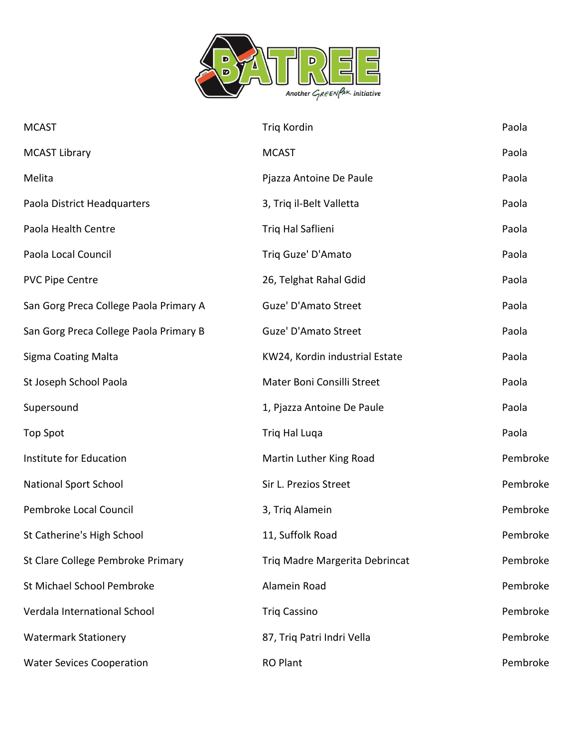| | | |
|---|---|---|
| MCAST | Triq Kordin | Paola |
| MCAST Library | MCAST | Paola |
| Melita | Pjazza Antoine De Paule | Paola |
| Paola District Headquarters | 3, Triq il-Belt Valletta | Paola |
| Paola Health Centre | Triq Hal Saflieni | Paola |
| Paola Local Council | Triq Guze' D'Amato | Paola |
| PVC Pipe Centre | 26, Telghat Rahal Gdid | Paola |
| San Gorg Preca College Paola Primary A | Guze' D'Amato Street | Paola |
| San Gorg Preca College Paola Primary B | Guze' D'Amato Street | Paola |
| Sigma Coating Malta | KW24, Kordin industrial Estate | Paola |
| St Joseph School Paola | Mater Boni Consilli Street | Paola |
| Supersound | 1, Pjazza Antoine De Paule | Paola |
| Top Spot | Triq Hal Luqa | Paola |
| Institute for Education | Martin Luther King Road | Pembroke |
| National Sport School | Sir L. Prezios Street | Pembroke |
| Pembroke Local Council | 3, Triq Alamein | Pembroke |
| St Catherine's High School | 11, Suffolk Road | Pembroke |
| St Clare College Pembroke Primary | Triq Madre Margerita Debrincat | Pembroke |
| St Michael School Pembroke | Alamein Road | Pembroke |
| Verdala International School | Triq Cassino | Pembroke |
| Watermark Stationery | 87, Triq Patri Indri Vella | Pembroke |
| Water Sevices Cooperation | RO Plant | Pembroke |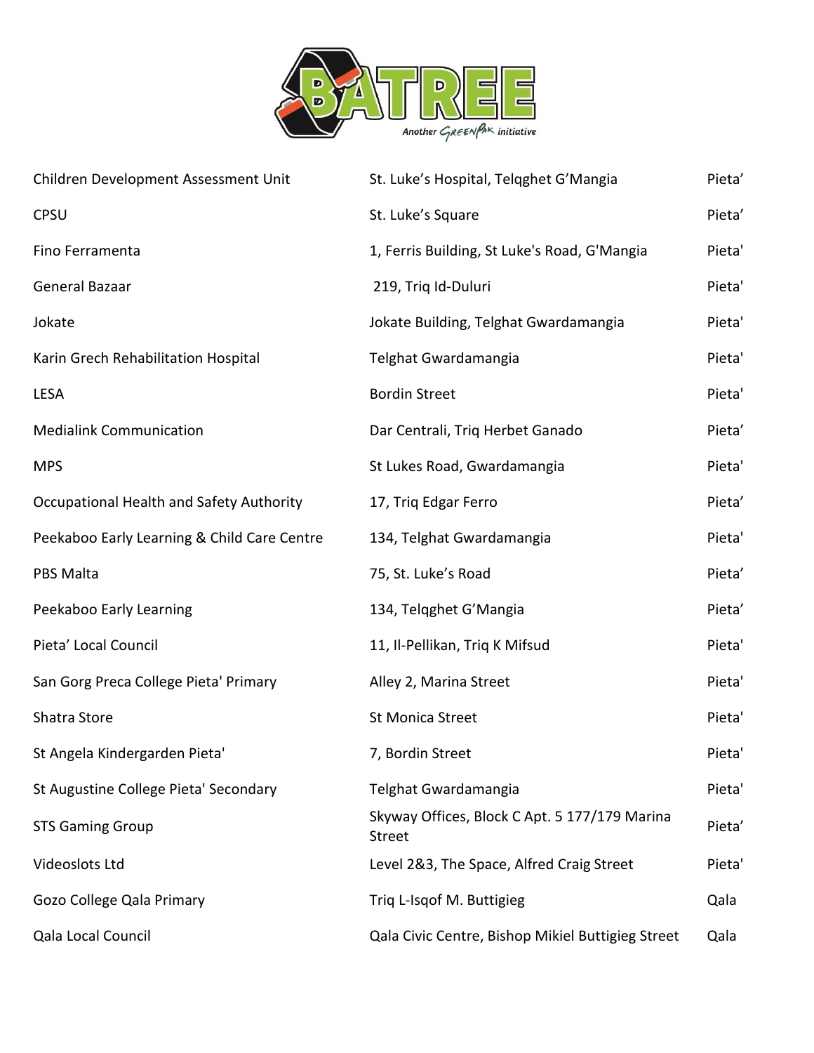| | | |
|---|---|---|
| Children Development Assessment Unit | St. Luke’s Hospital, Telqghet G’Mangia | Pieta’ |
| CPSU | St. Luke’s Square | Pieta’ |
| Fino Ferramenta | 1, Ferris Building, St Luke's Road, G'Mangia | Pieta' |
| General Bazaar | 219, Triq Id-Duluri | Pieta' |
| Jokate | Jokate Building, Telghat Gwardamangia | Pieta' |
| Karin Grech Rehabilitation Hospital | Telghat Gwardamangia | Pieta' |
| LESA | Bordin Street | Pieta' |
| Medialink Communication | Dar Centrali, Triq Herbet Ganado | Pieta’ |
| MPS | St Lukes Road, Gwardamangia | Pieta' |
| Occupational Health and Safety Authority | 17, Triq Edgar Ferro | Pieta’ |
| Peekaboo Early Learning & Child Care Centre | 134, Telghat Gwardamangia | Pieta' |
| PBS Malta | 75, St. Luke’s Road | Pieta’ |
| Peekaboo Early Learning | 134, Telqghet G’Mangia | Pieta’ |
| Pieta’ Local Council | 11, Il-Pellikan, Triq K Mifsud | Pieta' |
| San Gorg Preca College Pieta' Primary | Alley 2, Marina Street | Pieta' |
| Shatra Store | St Monica Street | Pieta' |
| St Angela Kindergarden Pieta' | 7, Bordin Street | Pieta' |
| St Augustine College Pieta' Secondary | Telghat Gwardamangia | Pieta' |
| STS Gaming Group | Skyway Offices, Block C Apt. 5 177/179 Marina Street | Pieta’ |
| Videoslots Ltd | Level 2&3, The Space, Alfred Craig Street | Pieta' |
| Gozo College Qala Primary | Triq L-Isqof M. Buttigieg | Qala |
| Qala Local Council | Qala Civic Centre, Bishop Mikiel Buttigieg Street | Qala |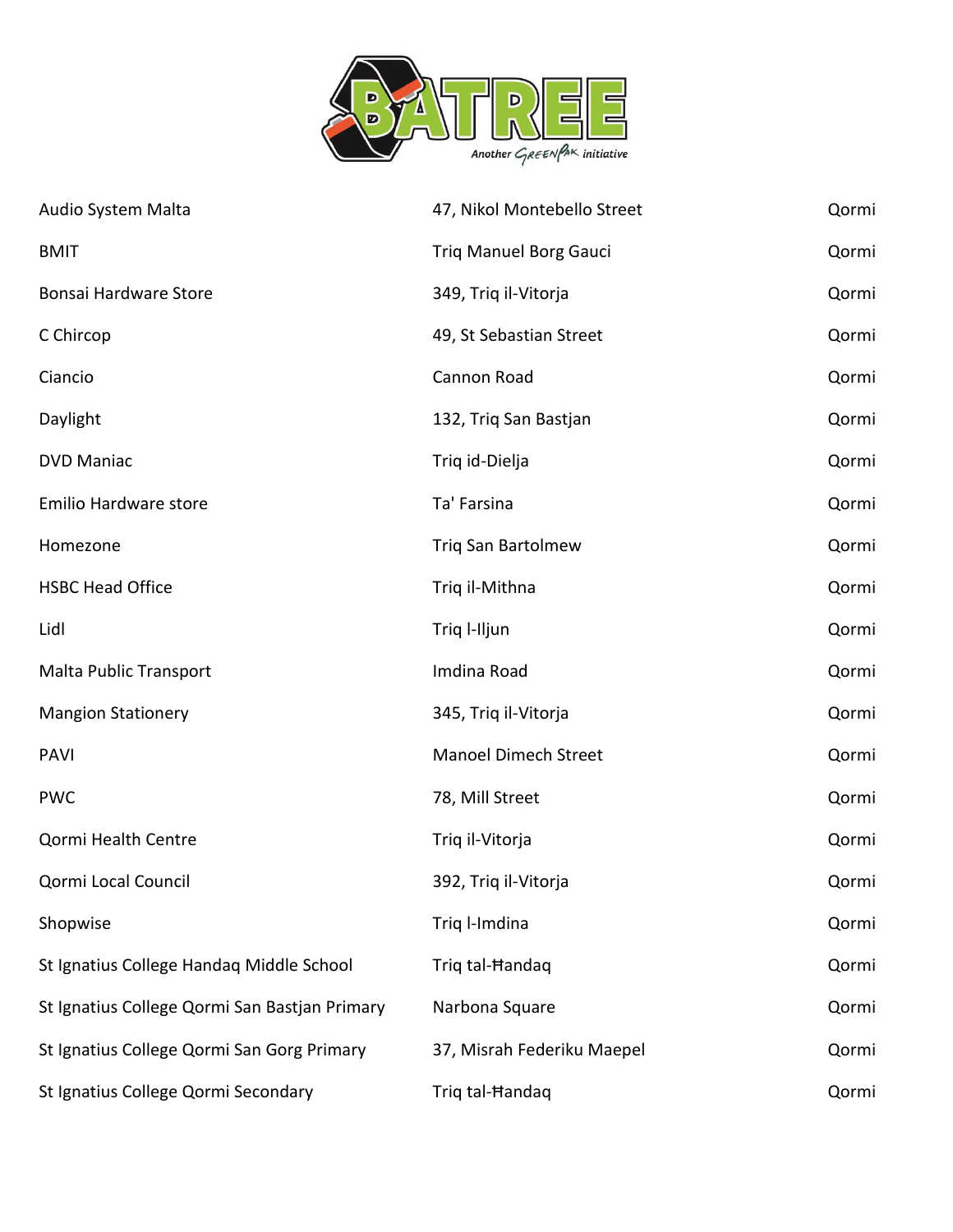| | | |
|---|---|---|
| Audio System Malta | 47, Nikol Montebello Street | Qormi |
| BMIT | Triq Manuel Borg Gauci | Qormi |
| Bonsai Hardware Store | 349, Triq il-Vitorja | Qormi |
| C Chircop | 49, St Sebastian Street | Qormi |
| Ciancio | Cannon Road | Qormi |
| Daylight | 132, Triq San Bastjan | Qormi |
| DVD Maniac | Triq id-Dielja | Qormi |
| Emilio Hardware store | Ta' Farsina | Qormi |
| Homezone | Triq San Bartolmew | Qormi |
| HSBC Head Office | Triq il-Mithna | Qormi |
| Lidl | Triq l-Iljun | Qormi |
| Malta Public Transport | Imdina Road | Qormi |
| Mangion Stationery | 345, Triq il-Vitorja | Qormi |
| PAVI | Manoel Dimech Street | Qormi |
| PWC | 78, Mill Street | Qormi |
| Qormi Health Centre | Triq il-Vitorja | Qormi |
| Qormi Local Council | 392, Triq il-Vitorja | Qormi |
| Shopwise | Triq l-Imdina | Qormi |
| St Ignatius College Handaq Middle School | Triq tal-Ħandaq | Qormi |
| St Ignatius College Qormi San Bastjan Primary | Narbona Square | Qormi |
| St Ignatius College Qormi San Gorg Primary | 37, Misrah Federiku Maepel | Qormi |
| St Ignatius College Qormi Secondary | Triq tal-Ħandaq | Qormi |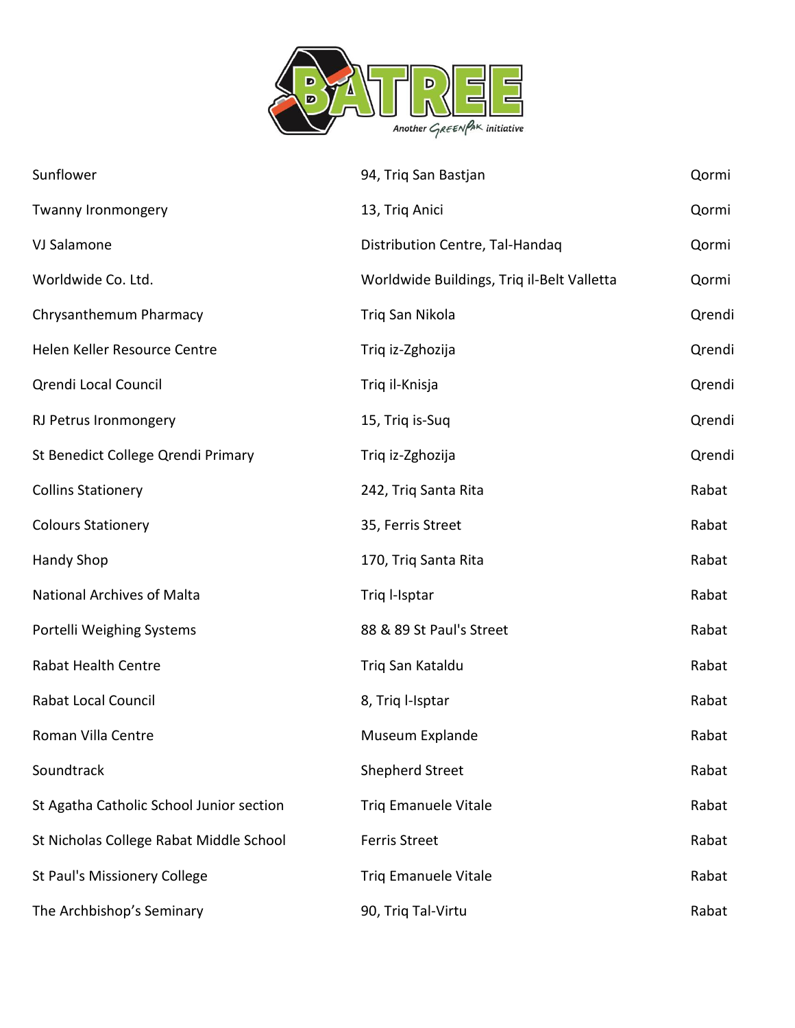| | | |
|---|---|---|
| Sunflower | 94, Triq San Bastjan | Qormi |
| Twanny Ironmongery | 13, Triq Anici | Qormi |
| VJ Salamone | Distribution Centre, Tal-Handaq | Qormi |
| Worldwide Co. Ltd. | Worldwide Buildings, Triq il-Belt Valletta | Qormi |
| Chrysanthemum Pharmacy | Triq San Nikola | Qrendi |
| Helen Keller Resource Centre | Triq iz-Zghozija | Qrendi |
| Qrendi Local Council | Triq il-Knisja | Qrendi |
| RJ Petrus Ironmongery | 15, Triq is-Suq | Qrendi |
| St Benedict College Qrendi Primary | Triq iz-Zghozija | Qrendi |
| Collins Stationery | 242, Triq Santa Rita | Rabat |
| Colours Stationery | 35, Ferris Street | Rabat |
| Handy Shop | 170, Triq Santa Rita | Rabat |
| National Archives of Malta | Triq l-Isptar | Rabat |
| Portelli Weighing Systems | 88 & 89 St Paul's Street | Rabat |
| Rabat Health Centre | Triq San Kataldu | Rabat |
| Rabat Local Council | 8, Triq l-Isptar | Rabat |
| Roman Villa Centre | Museum Explande | Rabat |
| Soundtrack | Shepherd Street | Rabat |
| St Agatha Catholic School Junior section | Triq Emanuele Vitale | Rabat |
| St Nicholas College Rabat Middle School | Ferris Street | Rabat |
| St Paul's Missionery College | Triq Emanuele Vitale | Rabat |
| The Archbishop's Seminary | 90, Triq Tal-Virtu | Rabat |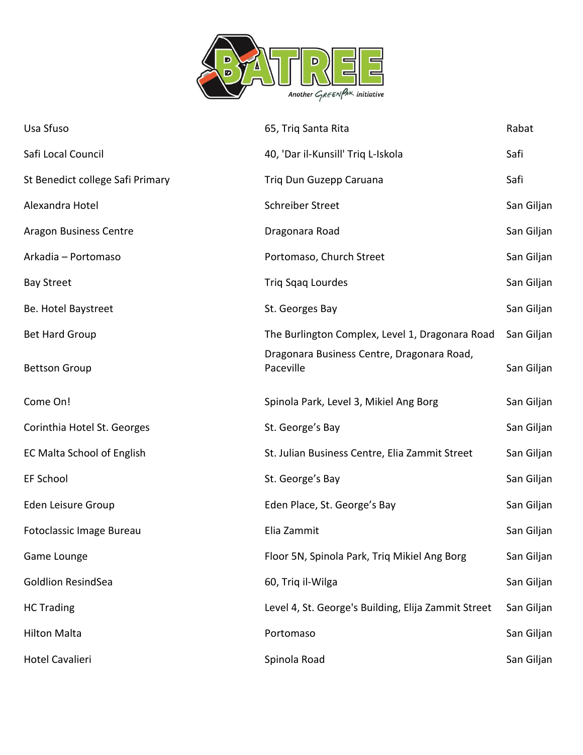| | | |
|---|---|---|
| Usa Sfuso | 65, Triq Santa Rita | Rabat |
| Safi Local Council | 40, 'Dar il-Kunsill' Triq L-Iskola | Safi |
| St Benedict college Safi Primary | Triq Dun Guzepp Caruana | Safi |
| Alexandra Hotel | Schreiber Street | San Giljan |
| Aragon Business Centre | Dragonara Road | San Giljan |
| Arkadia – Portomaso | Portomaso, Church Street | San Giljan |
| Bay Street | Triq Sqaq Lourdes | San Giljan |
| Be. Hotel Baystreet | St. Georges Bay | San Giljan |
| Bet Hard Group | The Burlington Complex, Level 1, Dragonara Road | San Giljan |
| Bettson Group | Dragonara Business Centre, Dragonara Road, Paceville | San Giljan |
| Come On! | Spinola Park, Level 3, Mikiel Ang Borg | San Giljan |
| Corinthia Hotel St. Georges | St. George's Bay | San Giljan |
| EC Malta School of English | St. Julian Business Centre, Elia Zammit Street | San Giljan |
| EF School | St. George's Bay | San Giljan |
| Eden Leisure Group | Eden Place, St. George's Bay | San Giljan |
| Fotoclassic Image Bureau | Elia Zammit | San Giljan |
| Game Lounge | Floor 5N, Spinola Park, Triq Mikiel Ang Borg | San Giljan |
| Goldlion ResindSea | 60, Triq il-Wilga | San Giljan |
| HC Trading | Level 4, St. George's Building, Elija Zammit Street | San Giljan |
| Hilton Malta | Portomaso | San Giljan |
| Hotel Cavalieri | Spinola Road | San Giljan |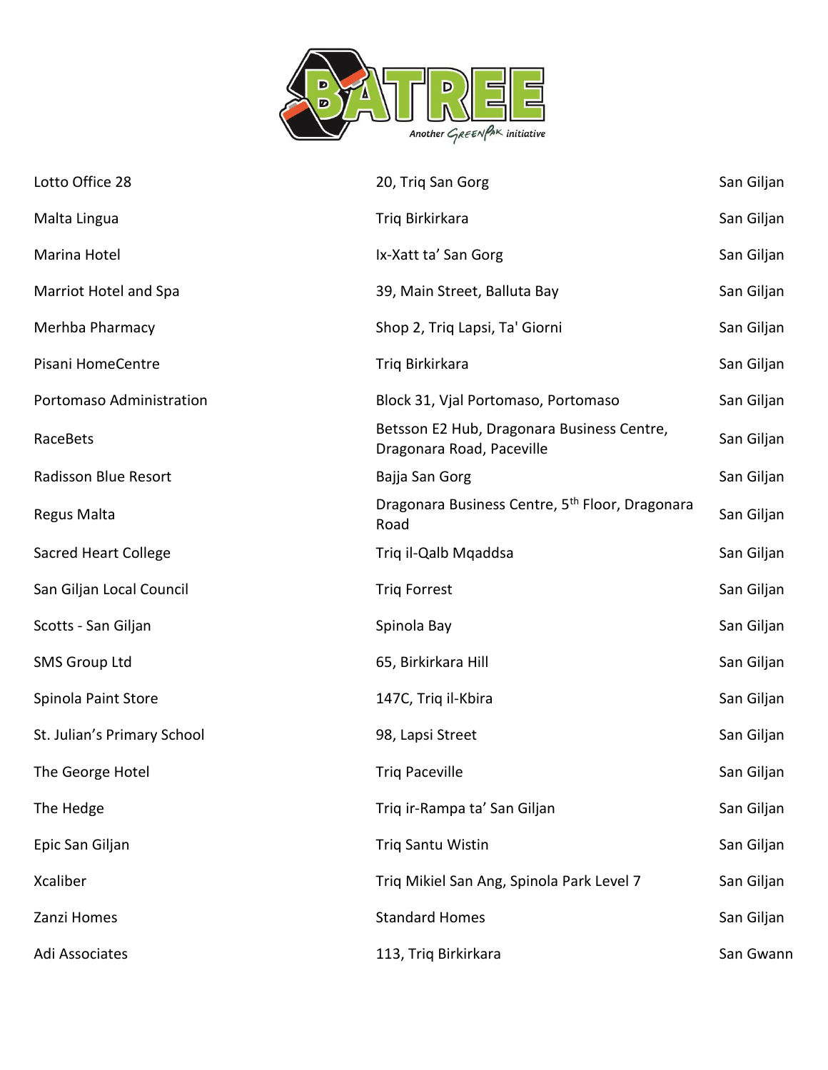| | | |
|---|---|---|
| Lotto Office 28 | 20, Triq San Gorg | San Giljan |
| Malta Lingua | Triq Birkirkara | San Giljan |
| Marina Hotel | Ix-Xatt ta' San Gorg | San Giljan |
| Marriot Hotel and Spa | 39, Main Street, Balluta Bay | San Giljan |
| Merhba Pharmacy | Shop 2, Triq Lapsi, Ta' Giorni | San Giljan |
| Pisani HomeCentre | Triq Birkirkara | San Giljan |
| Portomaso Administration | Block 31, Vjal Portomaso, Portomaso | San Giljan |
| RaceBets | Betsson E2 Hub, Dragonara Business Centre, Dragonara Road, Paceville | San Giljan |
| Radisson Blue Resort | Bajja San Gorg | San Giljan |
| Regus Malta | Dragonara Business Centre, 5th Floor, Dragonara Road | San Giljan |
| Sacred Heart College | Triq il-Qalb Mqaddsa | San Giljan |
| San Giljan Local Council | Triq Forrest | San Giljan |
| Scotts - San Giljan | Spinola Bay | San Giljan |
| SMS Group Ltd | 65, Birkirkara Hill | San Giljan |
| Spinola Paint Store | 147C, Triq il-Kbira | San Giljan |
| St. Julian's Primary School | 98, Lapsi Street | San Giljan |
| The George Hotel | Triq Paceville | San Giljan |
| The Hedge | Triq ir-Rampa ta' San Giljan | San Giljan |
| Epic San Giljan | Triq Santu Wistin | San Giljan |
| Xcaliber | Triq Mikiel San Ang, Spinola Park Level 7 | San Giljan |
| Zanzi Homes | Standard Homes | San Giljan |
| Adi Associates | 113, Triq Birkirkara | San Gwann |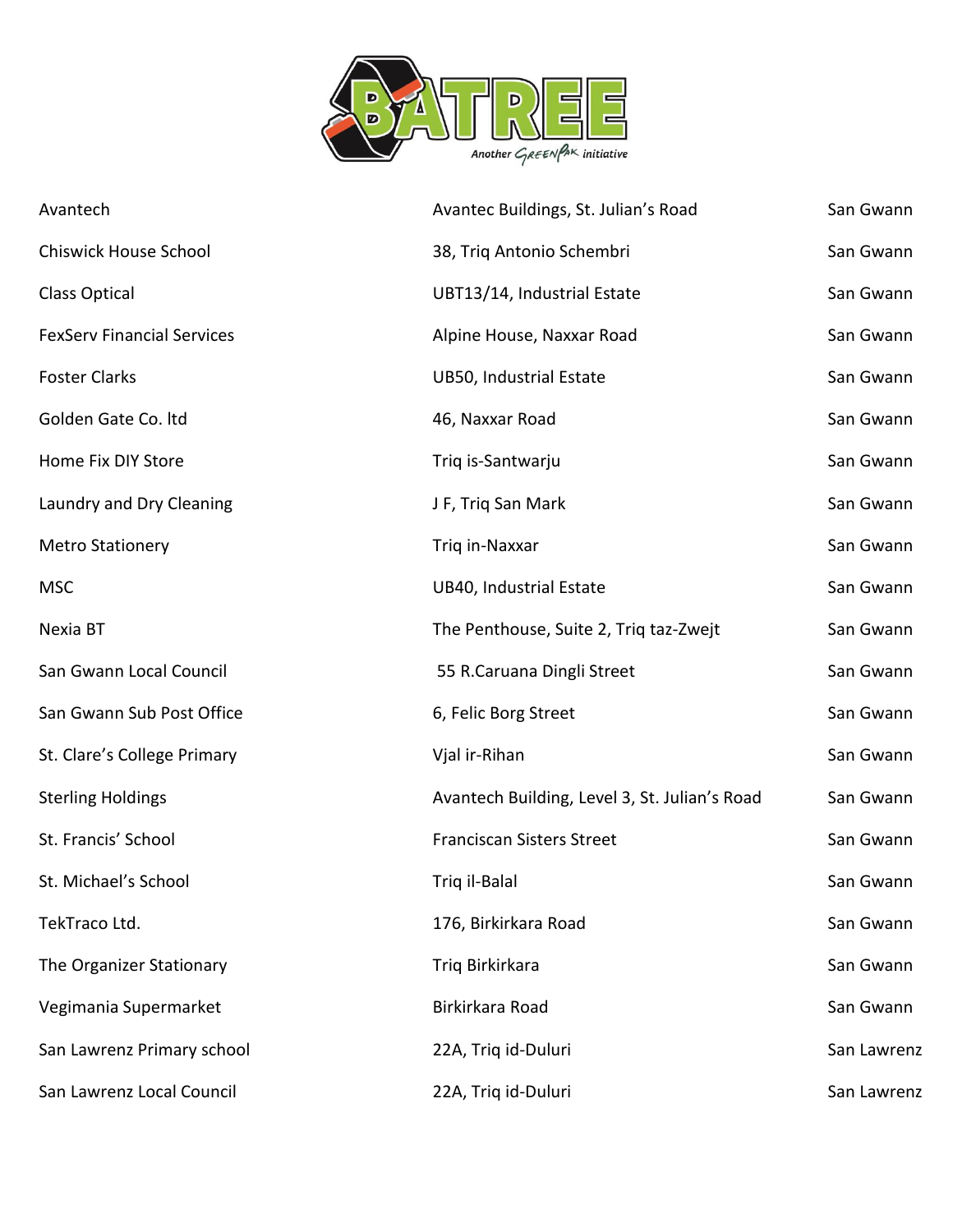| | | |
|---|---|---|
| Avantech | Avantec Buildings, St. Julian's Road | San Gwann |
| Chiswick House School | 38, Triq Antonio Schembri | San Gwann |
| Class Optical | UBT13/14, Industrial Estate | San Gwann |
| FexServ Financial Services | Alpine House, Naxxar Road | San Gwann |
| Foster Clarks | UB50, Industrial Estate | San Gwann |
| Golden Gate Co. ltd | 46, Naxxar Road | San Gwann |
| Home Fix DIY Store | Triq is-Santwarju | San Gwann |
| Laundry and Dry Cleaning | J F, Triq San Mark | San Gwann |
| Metro Stationery | Triq in-Naxxar | San Gwann |
| MSC | UB40, Industrial Estate | San Gwann |
| Nexia BT | The Penthouse, Suite 2, Triq taz-Zwejt | San Gwann |
| San Gwann Local Council | 55 R.Caruana Dingli Street | San Gwann |
| San Gwann Sub Post Office | 6, Felic Borg Street | San Gwann |
| St. Clare's College Primary | Vjal ir-Rihan | San Gwann |
| Sterling Holdings | Avantech Building, Level 3, St. Julian's Road | San Gwann |
| St. Francis' School | Franciscan Sisters Street | San Gwann |
| St. Michael's School | Triq il-Balal | San Gwann |
| TekTraco Ltd. | 176, Birkirkara Road | San Gwann |
| The Organizer Stationary | Triq Birkirkara | San Gwann |
| Vegimania Supermarket | Birkirkara Road | San Gwann |
| San Lawrenz Primary school | 22A, Triq id-Duluri | San Lawrenz |
| San Lawrenz Local Council | 22A, Triq id-Duluri | San Lawrenz |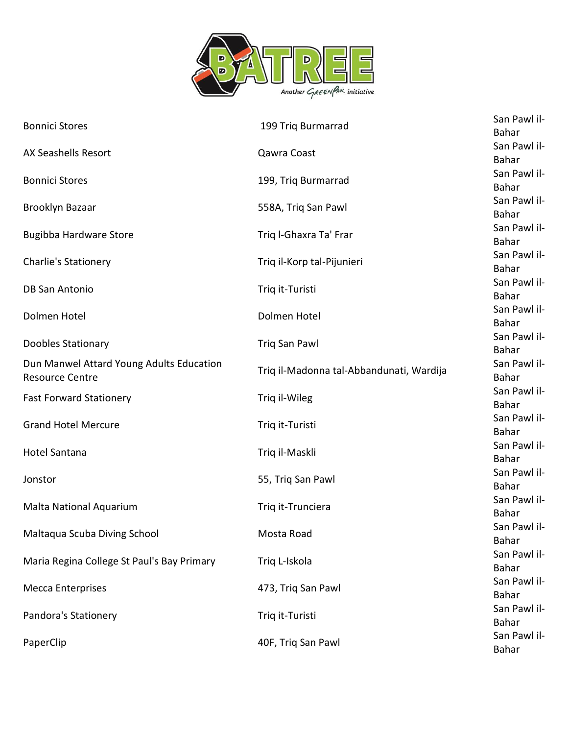| | | |
|---|---|---|
| Bonnici Stores | 199 Triq Burmarrad | San Pawl il-Bahar |
| AX Seashells Resort | Qawra Coast | San Pawl il-Bahar |
| Bonnici Stores | 199, Triq Burmarrad | San Pawl il-Bahar |
| Brooklyn Bazaar | 558A, Triq San Pawl | San Pawl il-Bahar |
| Bugibba Hardware Store | Triq l-Ghaxra Ta' Frar | San Pawl il-Bahar |
| Charlie's Stationery | Triq il-Korp tal-Pijunieri | San Pawl il-Bahar |
| DB San Antonio | Triq it-Turisti | San Pawl il-Bahar |
| Dolmen Hotel | Dolmen Hotel | San Pawl il-Bahar |
| Doobles Stationary | Triq San Pawl | San Pawl il-Bahar |
| Dun Manwel Attard Young Adults Education Resource Centre | Triq il-Madonna tal-Abbandunati, Wardija | San Pawl il-Bahar |
| Fast Forward Stationery | Triq il-Wileg | San Pawl il-Bahar |
| Grand Hotel Mercure | Triq it-Turisti | San Pawl il-Bahar |
| Hotel Santana | Triq il-Maskli | San Pawl il-Bahar |
| Jonstor | 55, Triq San Pawl | San Pawl il-Bahar |
| Malta National Aquarium | Triq it-Trunciera | San Pawl il-Bahar |
| Maltaqua Scuba Diving School | Mosta Road | San Pawl il-Bahar |
| Maria Regina College St Paul's Bay Primary | Triq L-Iskola | San Pawl il-Bahar |
| Mecca Enterprises | 473, Triq San Pawl | San Pawl il-Bahar |
| Pandora's Stationery | Triq it-Turisti | San Pawl il-Bahar |
| PaperClip | 40F, Triq San Pawl | San Pawl il-Bahar |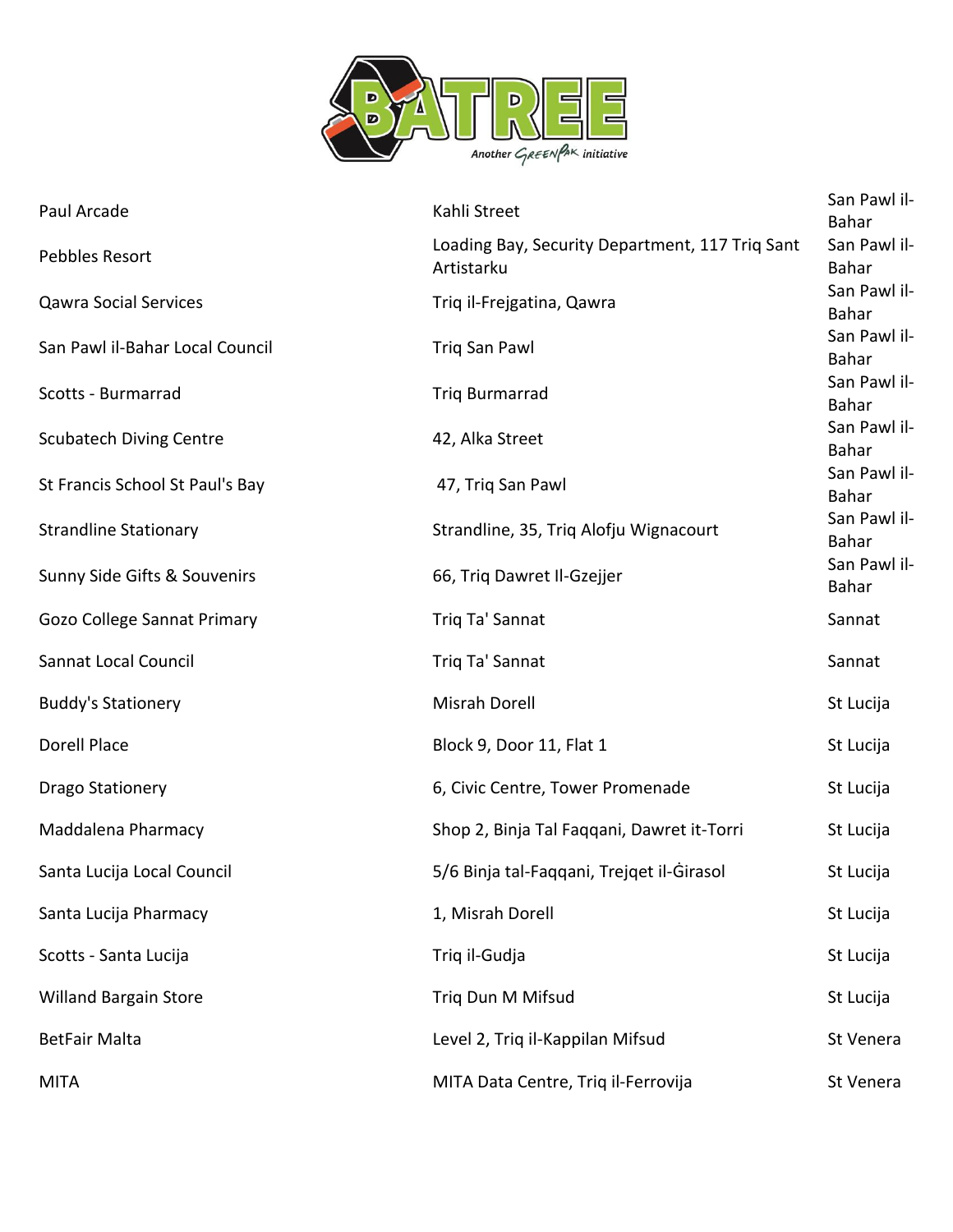| | | |
|---|---|---|
| Paul Arcade | Kahli Street | San Pawl il-Bahar |
| Pebbles Resort | Loading Bay, Security Department, 117 Triq Sant Artistarku | San Pawl il-Bahar |
| Qawra Social Services | Triq il-Frejgatina, Qawra | San Pawl il-Bahar |
| San Pawl il-Bahar Local Council | Triq San Pawl | San Pawl il-Bahar |
| Scotts - Burmarrad | Triq Burmarrad | San Pawl il-Bahar |
| Scubatech Diving Centre | 42, Alka Street | San Pawl il-Bahar |
| St Francis School St Paul's Bay | 47, Triq San Pawl | San Pawl il-Bahar |
| Strandline Stationary | Strandline, 35, Triq Alofju Wignacourt | San Pawl il-Bahar |
| Sunny Side Gifts & Souvenirs | 66, Triq Dawret Il-Gzejjer | San Pawl il-Bahar |
| Gozo College Sannat Primary | Triq Ta' Sannat | Sannat |
| Sannat Local Council | Triq Ta' Sannat | Sannat |
| Buddy's Stationery | Misrah Dorell | St Lucija |
| Dorell Place | Block 9, Door 11, Flat 1 | St Lucija |
| Drago Stationery | 6, Civic Centre, Tower Promenade | St Lucija |
| Maddalena Pharmacy | Shop 2, Binja Tal Faqqani, Dawret it-Torri | St Lucija |
| Santa Lucija Local Council | 5/6 Binja tal-Faqqani, Trejqet il-Ġirasol | St Lucija |
| Santa Lucija Pharmacy | 1, Misrah Dorell | St Lucija |
| Scotts - Santa Lucija | Triq il-Gudja | St Lucija |
| Willand Bargain Store | Triq Dun M Mifsud | St Lucija |
| BetFair Malta | Level 2, Triq il-Kappilan Mifsud | St Venera |
| MITA | MITA Data Centre, Triq il-Ferrovija | St Venera |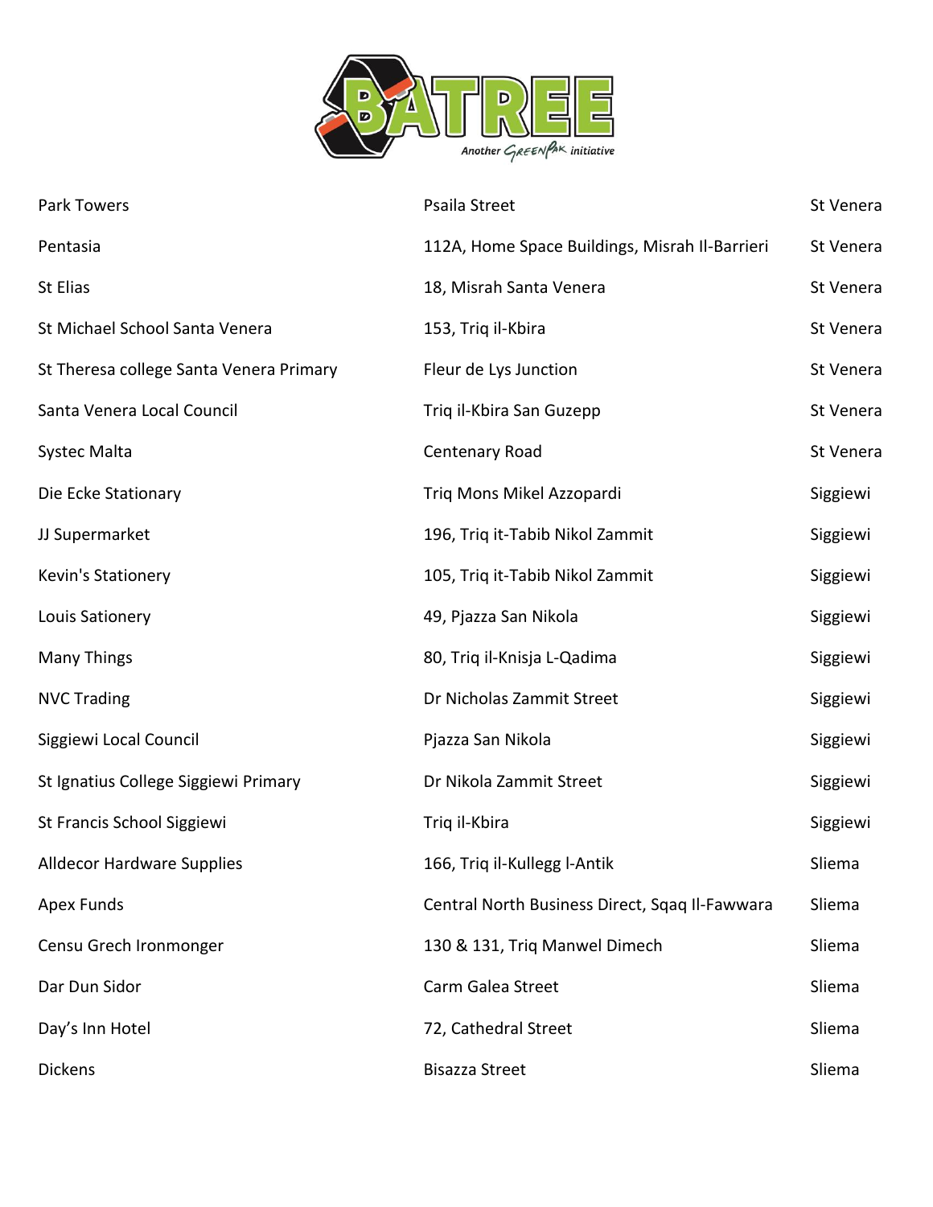| | | |
|---|---|---|
| Park Towers | Psaila Street | St Venera |
| Pentasia | 112A, Home Space Buildings, Misrah Il-Barrieri | St Venera |
| St Elias | 18, Misrah Santa Venera | St Venera |
| St Michael School Santa Venera | 153, Triq il-Kbira | St Venera |
| St Theresa college Santa Venera Primary | Fleur de Lys Junction | St Venera |
| Santa Venera Local Council | Triq il-Kbira San Guzepp | St Venera |
| Systec Malta | Centenary Road | St Venera |
| Die Ecke Stationary | Triq Mons Mikel Azzopardi | Siggiewi |
| JJ Supermarket | 196, Triq it-Tabib Nikol Zammit | Siggiewi |
| Kevin's Stationery | 105, Triq it-Tabib Nikol Zammit | Siggiewi |
| Louis Sationery | 49, Pjazza San Nikola | Siggiewi |
| Many Things | 80, Triq il-Knisja L-Qadima | Siggiewi |
| NVC Trading | Dr Nicholas Zammit Street | Siggiewi |
| Siggiewi Local Council | Pjazza San Nikola | Siggiewi |
| St Ignatius College Siggiewi Primary | Dr Nikola Zammit Street | Siggiewi |
| St Francis School Siggiewi | Triq il-Kbira | Siggiewi |
| Alldecor Hardware Supplies | 166, Triq il-Kullegg l-Antik | Sliema |
| Apex Funds | Central North Business Direct, Sqaq Il-Fawwara | Sliema |
| Censu Grech Ironmonger | 130 & 131, Triq Manwel Dimech | Sliema |
| Dar Dun Sidor | Carm Galea Street | Sliema |
| Day's Inn Hotel | 72, Cathedral Street | Sliema |
| Dickens | Bisazza Street | Sliema |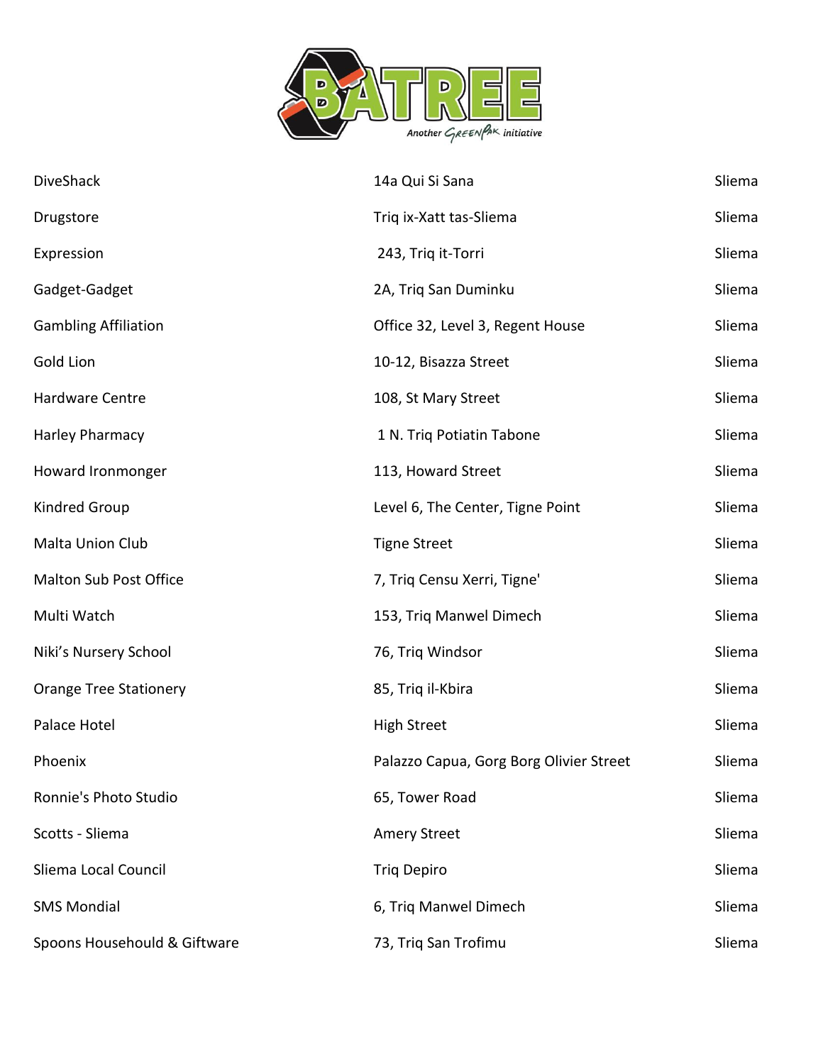| | | |
|---|---|---|
| DiveShack | 14a Qui Si Sana | Sliema |
| Drugstore | Triq ix-Xatt tas-Sliema | Sliema |
| Expression | 243, Triq it-Torri | Sliema |
| Gadget-Gadget | 2A, Triq San Duminku | Sliema |
| Gambling Affiliation | Office 32, Level 3, Regent House | Sliema |
| Gold Lion | 10-12, Bisazza Street | Sliema |
| Hardware Centre | 108, St Mary Street | Sliema |
| Harley Pharmacy | 1 N. Triq Potiatin Tabone | Sliema |
| Howard Ironmonger | 113, Howard Street | Sliema |
| Kindred Group | Level 6, The Center, Tigne Point | Sliema |
| Malta Union Club | Tigne Street | Sliema |
| Malton Sub Post Office | 7, Triq Censu Xerri, Tigne' | Sliema |
| Multi Watch | 153, Triq Manwel Dimech | Sliema |
| Niki's Nursery School | 76, Triq Windsor | Sliema |
| Orange Tree Stationery | 85, Triq il-Kbira | Sliema |
| Palace Hotel | High Street | Sliema |
| Phoenix | Palazzo Capua, Gorg Borg Olivier Street | Sliema |
| Ronnie's Photo Studio | 65, Tower Road | Sliema |
| Scotts - Sliema | Amery Street | Sliema |
| Sliema Local Council | Triq Depiro | Sliema |
| SMS Mondial | 6, Triq Manwel Dimech | Sliema |
| Spoons Househould & Giftware | 73, Triq San Trofimu | Sliema |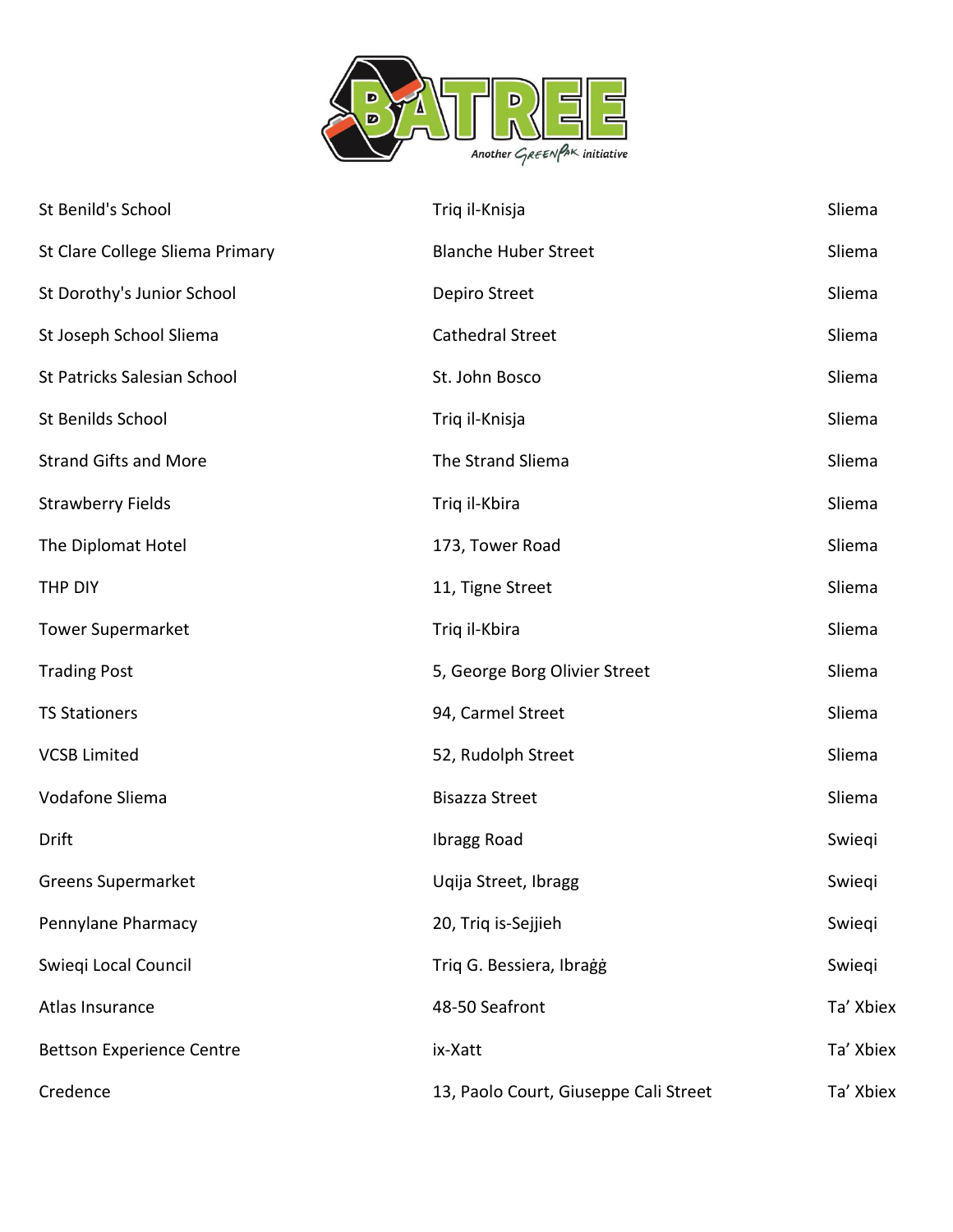| St Benild's School | Triq il-Knisja | Sliema |
|---|---|---|
| St Clare College Sliema Primary | Blanche Huber Street | Sliema |
| St Dorothy's Junior School | Depiro Street | Sliema |
| St Joseph School Sliema | Cathedral Street | Sliema |
| St Patricks Salesian School | St. John Bosco | Sliema |
| St Benilds School | Triq il-Knisja | Sliema |
| Strand Gifts and More | The Strand Sliema | Sliema |
| Strawberry Fields | Triq il-Kbira | Sliema |
| The Diplomat Hotel | 173, Tower Road | Sliema |
| THP DIY | 11, Tigne Street | Sliema |
| Tower Supermarket | Triq il-Kbira | Sliema |
| Trading Post | 5, George Borg Olivier Street | Sliema |
| TS Stationers | 94, Carmel Street | Sliema |
| VCSB Limited | 52, Rudolph Street | Sliema |
| Vodafone Sliema | Bisazza Street | Sliema |
| Drift | Ibragg Road | Swieqi |
| Greens Supermarket | Uqija Street, Ibragg | Swieqi |
| Pennylane Pharmacy | 20, Triq is-Sejjieh | Swieqi |
| Swieqi Local Council | Triq G. Bessiera, Ibraġġ | Swieqi |
| Atlas Insurance | 48-50 Seafront | Ta' Xbiex |
| Bettson Experience Centre | ix-Xatt | Ta' Xbiex |
| Credence | 13, Paolo Court, Giuseppe Cali Street | Ta' Xbiex |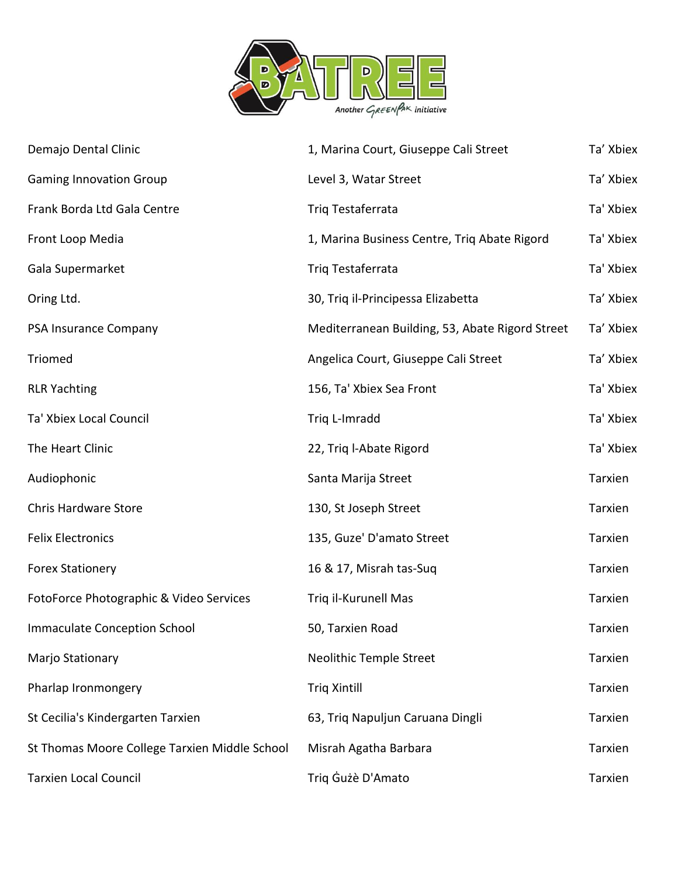| | | |
|---|---|---|
| Demajo Dental Clinic | 1, Marina Court, Giuseppe Cali Street | Ta’ Xbiex |
| Gaming Innovation Group | Level 3, Watar Street | Ta’ Xbiex |
| Frank Borda Ltd Gala Centre | Triq Testaferrata | Ta' Xbiex |
| Front Loop Media | 1, Marina Business Centre, Triq Abate Rigord | Ta' Xbiex |
| Gala Supermarket | Triq Testaferrata | Ta' Xbiex |
| Oring Ltd. | 30, Triq il-Principessa Elizabetta | Ta’ Xbiex |
| PSA Insurance Company | Mediterranean Building, 53, Abate Rigord Street | Ta’ Xbiex |
| Triomed | Angelica Court, Giuseppe Cali Street | Ta’ Xbiex |
| RLR Yachting | 156, Ta' Xbiex Sea Front | Ta’ Xbiex |
| Ta' Xbiex Local Council | Triq L-Imradd | Ta’ Xbiex |
| The Heart Clinic | 22, Triq l-Abate Rigord | Ta’ Xbiex |
| Audiophonic | Santa Marija Street | Tarxien |
| Chris Hardware Store | 130, St Joseph Street | Tarxien |
| Felix Electronics | 135, Guze' D'amato Street | Tarxien |
| Forex Stationery | 16 & 17, Misrah tas-Suq | Tarxien |
| FotoForce Photographic & Video Services | Triq il-Kurunell Mas | Tarxien |
| Immaculate Conception School | 50, Tarxien Road | Tarxien |
| Marjo Stationary | Neolithic Temple Street | Tarxien |
| Pharlap Ironmongery | Triq Xintill | Tarxien |
| St Cecilia's Kindergarten Tarxien | 63, Triq Napuljun Caruana Dingli | Tarxien |
| St Thomas Moore College Tarxien Middle School | Misrah Agatha Barbara | Tarxien |
| Tarxien Local Council | Triq Ġużè D'Amato | Tarxien |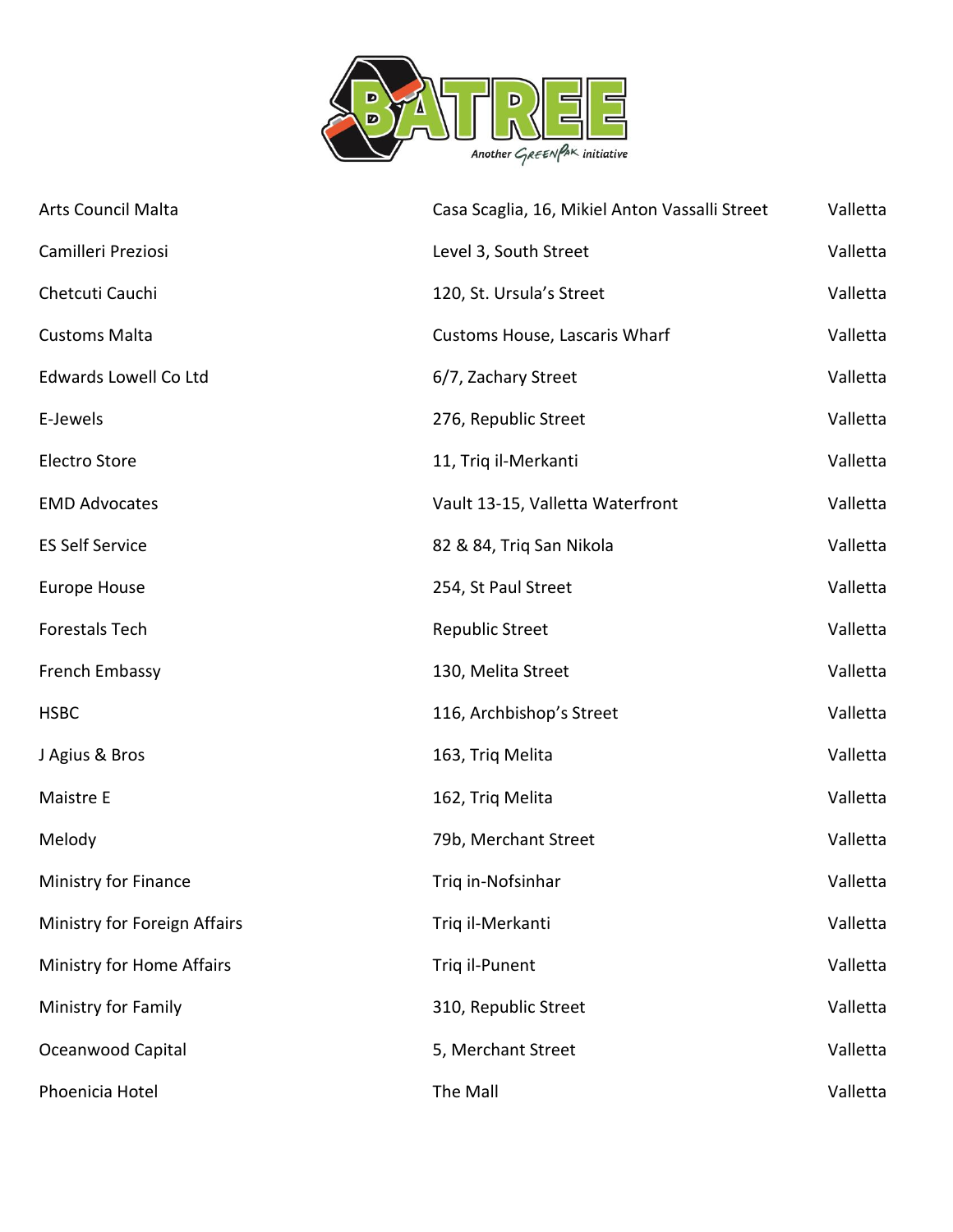| | | |
|---|---|---|
| Arts Council Malta | Casa Scaglia, 16, Mikiel Anton Vassalli Street | Valletta |
| Camilleri Preziosi | Level 3, South Street | Valletta |
| Chetcuti Cauchi | 120, St. Ursula's Street | Valletta |
| Customs Malta | Customs House, Lascaris Wharf | Valletta |
| Edwards Lowell Co Ltd | 6/7, Zachary Street | Valletta |
| E-Jewels | 276, Republic Street | Valletta |
| Electro Store | 11, Triq il-Merkanti | Valletta |
| EMD Advocates | Vault 13-15, Valletta Waterfront | Valletta |
| ES Self Service | 82 & 84, Triq San Nikola | Valletta |
| Europe House | 254, St Paul Street | Valletta |
| Forestals Tech | Republic Street | Valletta |
| French Embassy | 130, Melita Street | Valletta |
| HSBC | 116, Archbishop's Street | Valletta |
| J Agius & Bros | 163, Triq Melita | Valletta |
| Maistre E | 162, Triq Melita | Valletta |
| Melody | 79b, Merchant Street | Valletta |
| Ministry for Finance | Triq in-Nofsinhar | Valletta |
| Ministry for Foreign Affairs | Triq il-Merkanti | Valletta |
| Ministry for Home Affairs | Triq il-Punent | Valletta |
| Ministry for Family | 310, Republic Street | Valletta |
| Oceanwood Capital | 5, Merchant Street | Valletta |
| Phoenicia Hotel | The Mall | Valletta |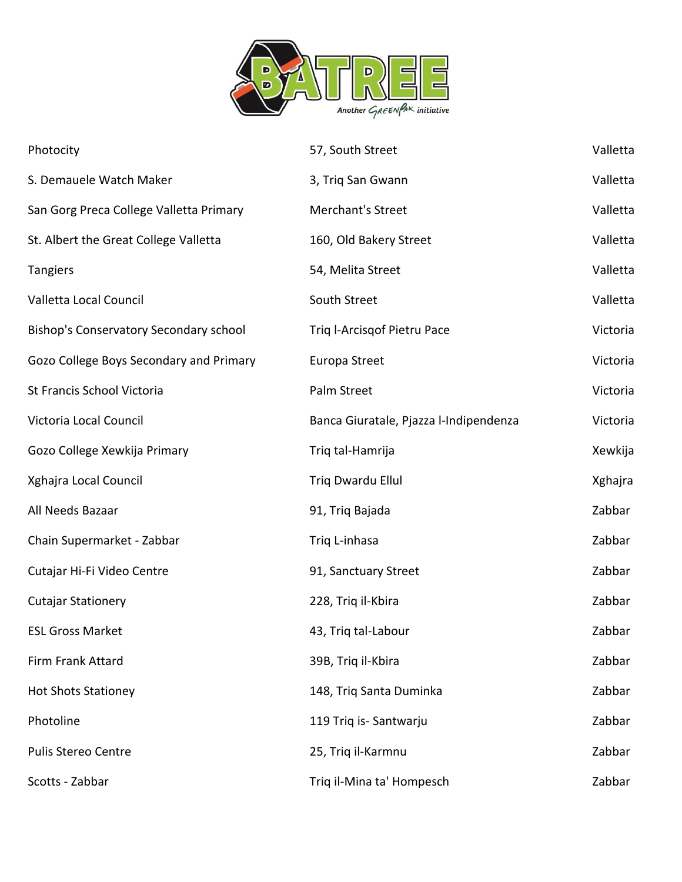| | | |
|---|---|---|
| Photocity | 57, South Street | Valletta |
| S. Demauele Watch Maker | 3, Triq San Gwann | Valletta |
| San Gorg Preca College Valletta Primary | Merchant's Street | Valletta |
| St. Albert the Great College Valletta | 160, Old Bakery Street | Valletta |
| Tangiers | 54, Melita Street | Valletta |
| Valletta Local Council | South Street | Valletta |
| Bishop's Conservatory Secondary school | Triq l-Arcisqof Pietru Pace | Victoria |
| Gozo College Boys Secondary and Primary | Europa Street | Victoria |
| St Francis School Victoria | Palm Street | Victoria |
| Victoria Local Council | Banca Giuratale, Pjazza l-Indipendenza | Victoria |
| Gozo College Xewkija Primary | Triq tal-Hamrija | Xewkija |
| Xghajra Local Council | Triq Dwardu Ellul | Xghajra |
| All Needs Bazaar | 91, Triq Bajada | Zabbar |
| Chain Supermarket - Zabbar | Triq L-inhasa | Zabbar |
| Cutajar Hi-Fi Video Centre | 91, Sanctuary Street | Zabbar |
| Cutajar Stationery | 228, Triq il-Kbira | Zabbar |
| ESL Gross Market | 43, Triq tal-Labour | Zabbar |
| Firm Frank Attard | 39B, Triq il-Kbira | Zabbar |
| Hot Shots Stationey | 148, Triq Santa Duminka | Zabbar |
| Photoline | 119 Triq is- Santwarju | Zabbar |
| Pulis Stereo Centre | 25, Triq il-Karmnu | Zabbar |
| Scotts - Zabbar | Triq il-Mina ta' Hompesch | Zabbar |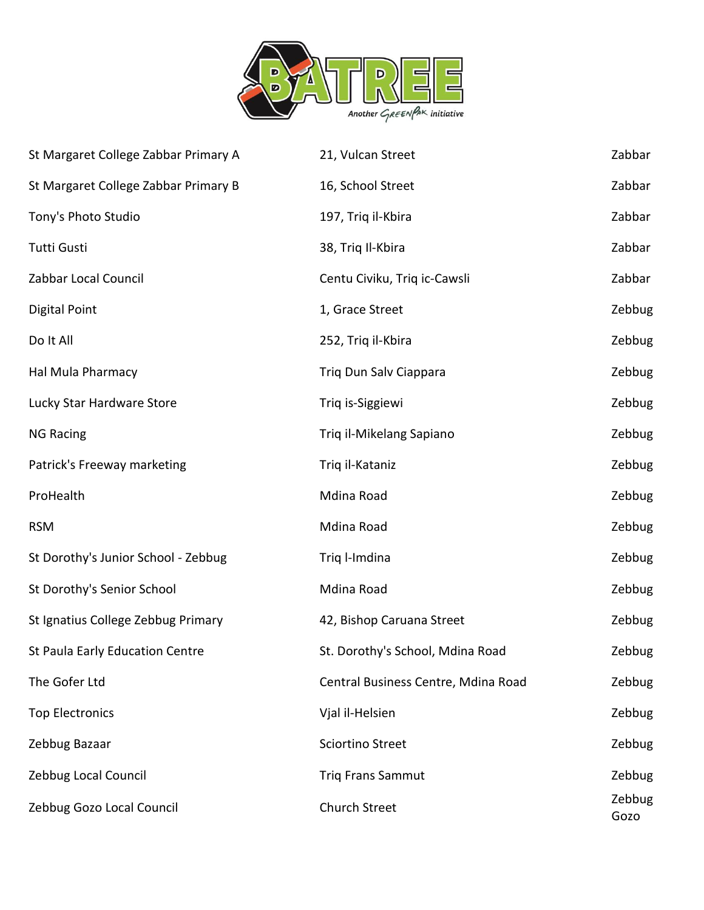| | | |
|---|---|---|
| St Margaret College Zabbar Primary A | 21, Vulcan Street | Zabbar |
| St Margaret College Zabbar Primary B | 16, School Street | Zabbar |
| Tony's Photo Studio | 197, Triq il-Kbira | Zabbar |
| Tutti Gusti | 38, Triq Il-Kbira | Zabbar |
| Zabbar Local Council | Centu Civiku, Triq ic-Cawsli | Zabbar |
| Digital Point | 1, Grace Street | Zebbug |
| Do It All | 252, Triq il-Kbira | Zebbug |
| Hal Mula Pharmacy | Triq Dun Salv Ciappara | Zebbug |
| Lucky Star Hardware Store | Triq is-Siggiewi | Zebbug |
| NG Racing | Triq il-Mikelang Sapiano | Zebbug |
| Patrick's Freeway marketing | Triq il-Kataniz | Zebbug |
| ProHealth | Mdina Road | Zebbug |
| RSM | Mdina Road | Zebbug |
| St Dorothy's Junior School - Zebbug | Triq l-Imdina | Zebbug |
| St Dorothy's Senior School | Mdina Road | Zebbug |
| St Ignatius College Zebbug Primary | 42, Bishop Caruana Street | Zebbug |
| St Paula Early Education Centre | St. Dorothy's School, Mdina Road | Zebbug |
| The Gofer Ltd | Central Business Centre, Mdina Road | Zebbug |
| Top Electronics | Vjal il-Helsien | Zebbug |
| Zebbug Bazaar | Sciortino Street | Zebbug |
| Zebbug Local Council | Triq Frans Sammut | Zebbug |
| Zebbug Gozo Local Council | Church Street | Zebbug Gozo |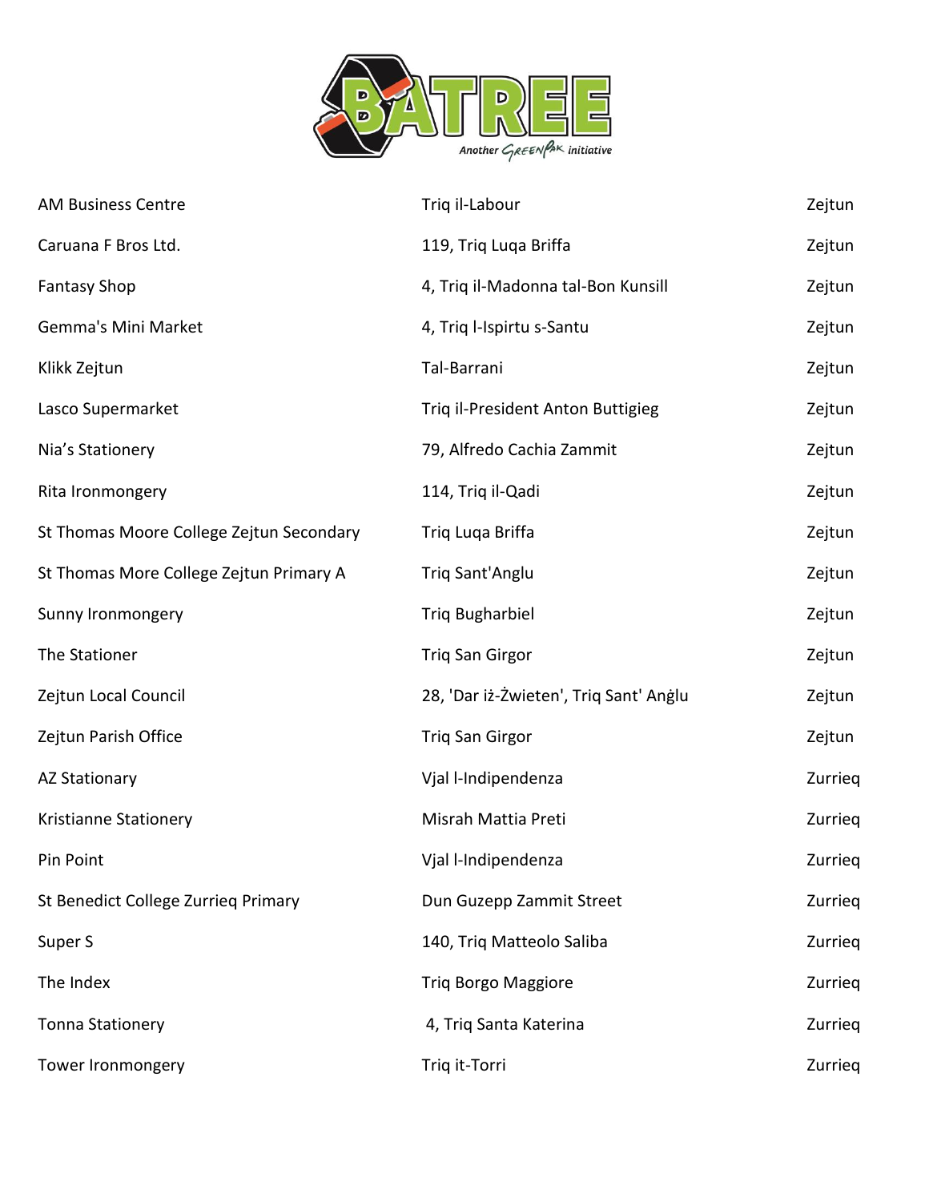| | | |
|---|---|---|
| AM Business Centre | Triq il-Labour | Zejtun |
| Caruana F Bros Ltd. | 119, Triq Luqa Briffa | Zejtun |
| Fantasy Shop | 4, Triq il-Madonna tal-Bon Kunsill | Zejtun |
| Gemma's Mini Market | 4, Triq l-Ispirtu s-Santu | Zejtun |
| Klikk Zejtun | Tal-Barrani | Zejtun |
| Lasco Supermarket | Triq il-President Anton Buttigieg | Zejtun |
| Nia's Stationery | 79, Alfredo Cachia Zammit | Zejtun |
| Rita Ironmongery | 114, Triq il-Qadi | Zejtun |
| St Thomas Moore College Zejtun Secondary | Triq Luqa Briffa | Zejtun |
| St Thomas More College Zejtun Primary A | Triq Sant'Anglu | Zejtun |
| Sunny Ironmongery | Triq Bugharbiel | Zejtun |
| The Stationer | Triq San Girgor | Zejtun |
| Zejtun Local Council | 28, 'Dar iż-Żwieten', Triq Sant' Anġlu | Zejtun |
| Zejtun Parish Office | Triq San Girgor | Zejtun |
| AZ Stationary | Vjal l-Indipendenza | Zurrieq |
| Kristianne Stationery | Misrah Mattia Preti | Zurrieq |
| Pin Point | Vjal l-Indipendenza | Zurrieq |
| St Benedict College Zurrieq Primary | Dun Guzepp Zammit Street | Zurrieq |
| Super S | 140, Triq Matteolo Saliba | Zurrieq |
| The Index | Triq Borgo Maggiore | Zurrieq |
| Tonna Stationery | 4, Triq Santa Katerina | Zurrieq |
| Tower Ironmongery | Triq it-Torri | Zurrieq |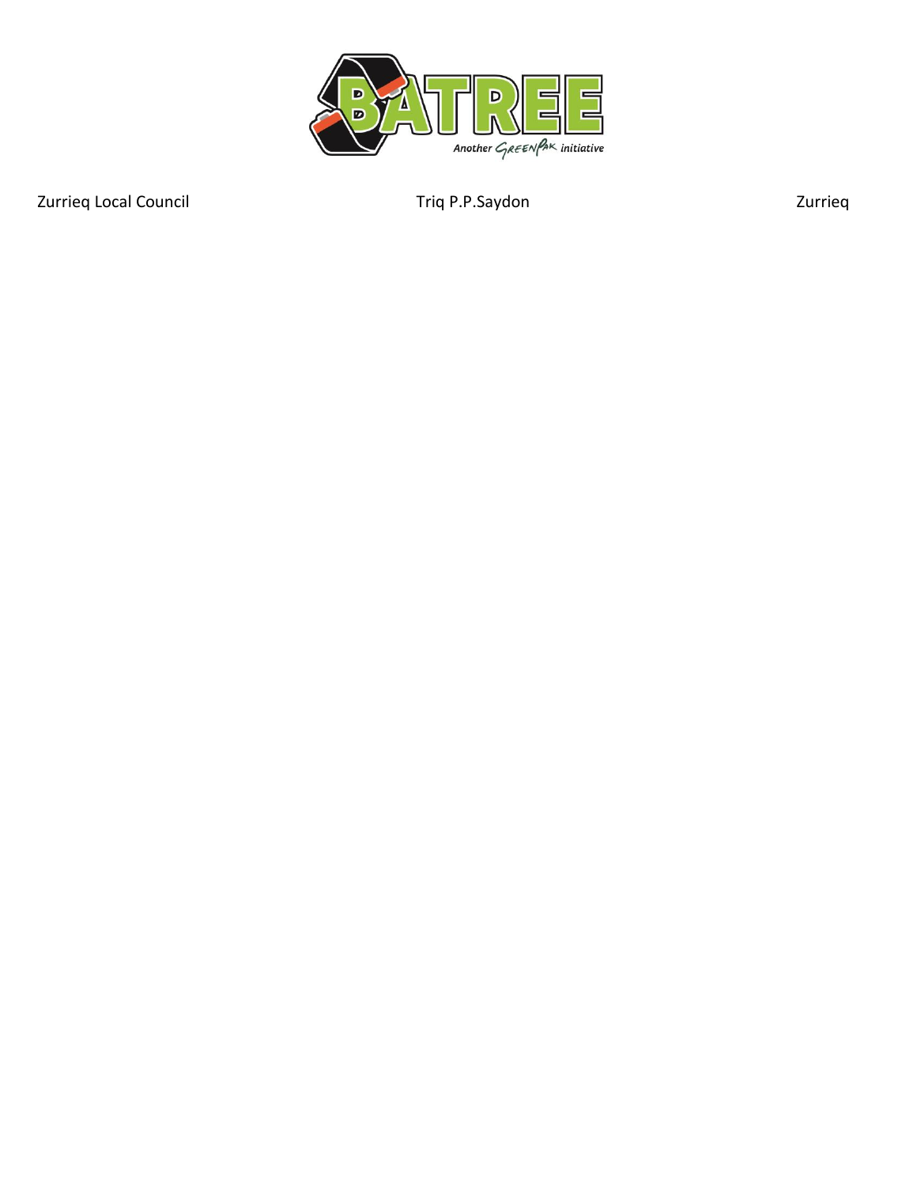| | | |
|---|---|---|
| Zurrieq Local Council | Triq P.P.Saydon | Zurrieq |